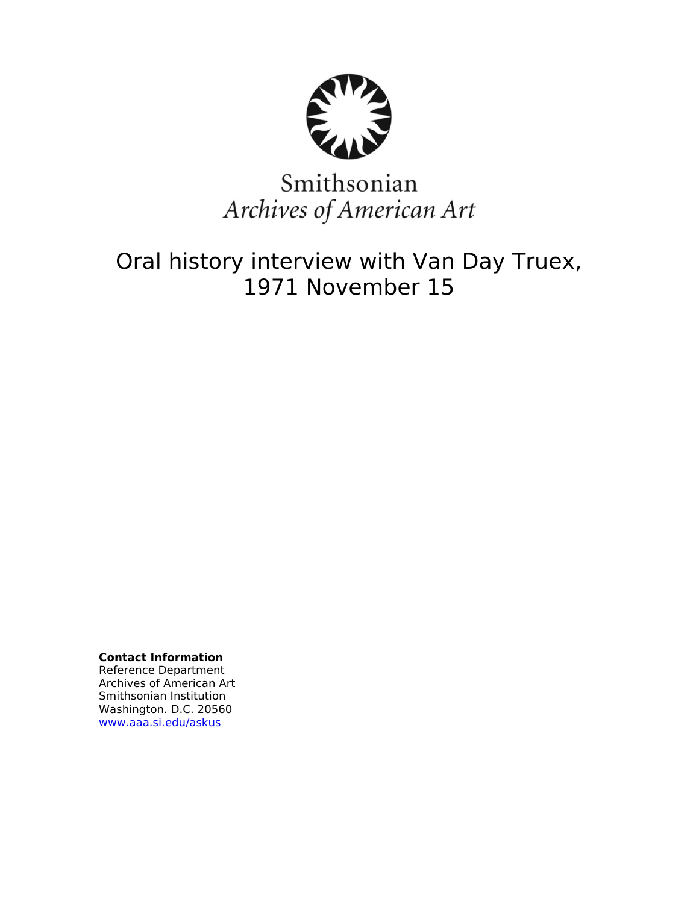Smithsonian
*Archives of American Art*

# Oral history interview with Van Day Truex, 1971 November 15

**Contact Information**
Reference Department
Archives of American Art
Smithsonian Institution
Washington. D.C. 20560
www.aaa.si.edu/askus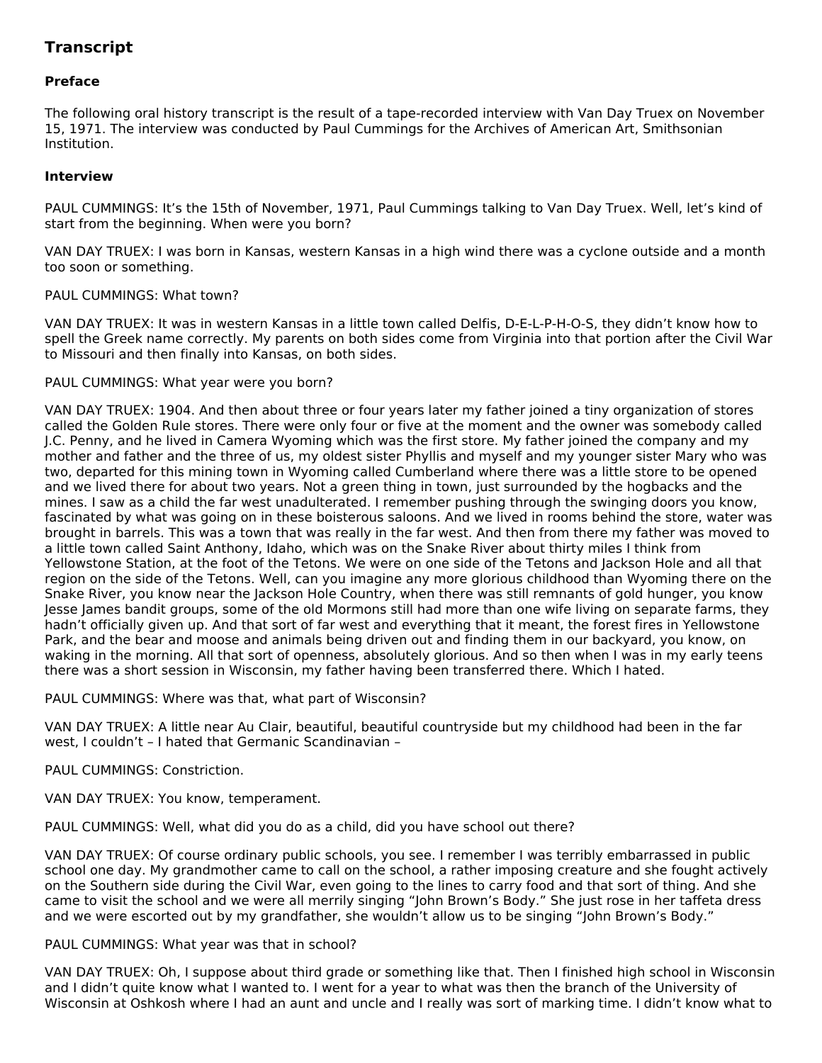## Transcript

### Preface

The following oral history transcript is the result of a tape-recorded interview with Van Day Truex on November 15, 1971. The interview was conducted by Paul Cummings for the Archives of American Art, Smithsonian Institution.

### Interview

PAUL CUMMINGS: It's the 15th of November, 1971, Paul Cummings talking to Van Day Truex. Well, let's kind of start from the beginning. When were you born?

VAN DAY TRUEX: I was born in Kansas, western Kansas in a high wind there was a cyclone outside and a month too soon or something.

PAUL CUMMINGS: What town?

VAN DAY TRUEX: It was in western Kansas in a little town called Delfis, D-E-L-P-H-O-S, they didn't know how to spell the Greek name correctly. My parents on both sides come from Virginia into that portion after the Civil War to Missouri and then finally into Kansas, on both sides.

PAUL CUMMINGS: What year were you born?

VAN DAY TRUEX: 1904. And then about three or four years later my father joined a tiny organization of stores called the Golden Rule stores. There were only four or five at the moment and the owner was somebody called J.C. Penny, and he lived in Camera Wyoming which was the first store. My father joined the company and my mother and father and the three of us, my oldest sister Phyllis and myself and my younger sister Mary who was two, departed for this mining town in Wyoming called Cumberland where there was a little store to be opened and we lived there for about two years. Not a green thing in town, just surrounded by the hogbacks and the mines. I saw as a child the far west unadulterated. I remember pushing through the swinging doors you know, fascinated by what was going on in these boisterous saloons. And we lived in rooms behind the store, water was brought in barrels. This was a town that was really in the far west. And then from there my father was moved to a little town called Saint Anthony, Idaho, which was on the Snake River about thirty miles I think from Yellowstone Station, at the foot of the Tetons. We were on one side of the Tetons and Jackson Hole and all that region on the side of the Tetons. Well, can you imagine any more glorious childhood than Wyoming there on the Snake River, you know near the Jackson Hole Country, when there was still remnants of gold hunger, you know Jesse James bandit groups, some of the old Mormons still had more than one wife living on separate farms, they hadn't officially given up. And that sort of far west and everything that it meant, the forest fires in Yellowstone Park, and the bear and moose and animals being driven out and finding them in our backyard, you know, on waking in the morning. All that sort of openness, absolutely glorious. And so then when I was in my early teens there was a short session in Wisconsin, my father having been transferred there. Which I hated.

PAUL CUMMINGS: Where was that, what part of Wisconsin?

VAN DAY TRUEX: A little near Au Clair, beautiful, beautiful countryside but my childhood had been in the far west, I couldn't – I hated that Germanic Scandinavian –

PAUL CUMMINGS: Constriction.

VAN DAY TRUEX: You know, temperament.

PAUL CUMMINGS: Well, what did you do as a child, did you have school out there?

VAN DAY TRUEX: Of course ordinary public schools, you see. I remember I was terribly embarrassed in public school one day. My grandmother came to call on the school, a rather imposing creature and she fought actively on the Southern side during the Civil War, even going to the lines to carry food and that sort of thing. And she came to visit the school and we were all merrily singing "John Brown's Body." She just rose in her taffeta dress and we were escorted out by my grandfather, she wouldn't allow us to be singing "John Brown's Body."

PAUL CUMMINGS: What year was that in school?

VAN DAY TRUEX: Oh, I suppose about third grade or something like that. Then I finished high school in Wisconsin and I didn't quite know what I wanted to. I went for a year to what was then the branch of the University of Wisconsin at Oshkosh where I had an aunt and uncle and I really was sort of marking time. I didn't know what to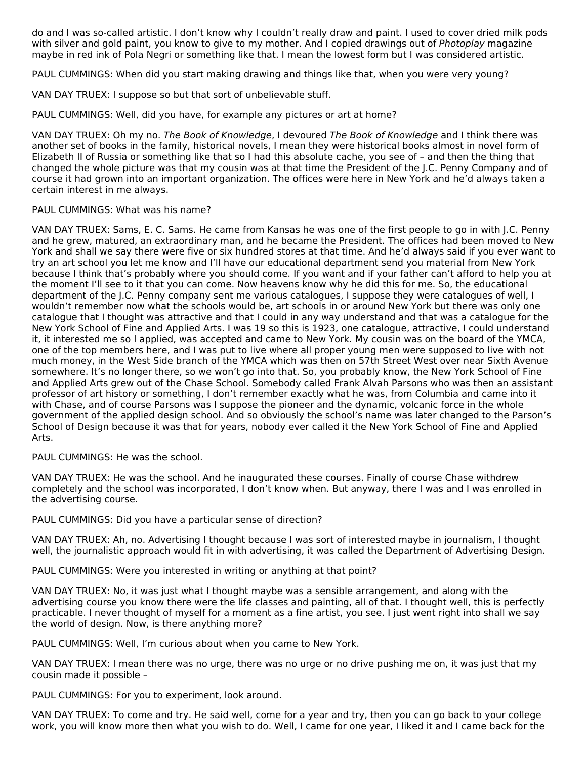do and I was so-called artistic. I don't know why I couldn't really draw and paint. I used to cover dried milk pods with silver and gold paint, you know to give to my mother. And I copied drawings out of *Photoplay* magazine maybe in red ink of Pola Negri or something like that. I mean the lowest form but I was considered artistic.

PAUL CUMMINGS: When did you start making drawing and things like that, when you were very young?

VAN DAY TRUEX: I suppose so but that sort of unbelievable stuff.

PAUL CUMMINGS: Well, did you have, for example any pictures or art at home?

VAN DAY TRUEX: Oh my no. *The Book of Knowledge*, I devoured *The Book of Knowledge* and I think there was another set of books in the family, historical novels, I mean they were historical books almost in novel form of Elizabeth II of Russia or something like that so I had this absolute cache, you see of – and then the thing that changed the whole picture was that my cousin was at that time the President of the J.C. Penny Company and of course it had grown into an important organization. The offices were here in New York and he'd always taken a certain interest in me always.

PAUL CUMMINGS: What was his name?

VAN DAY TRUEX: Sams, E. C. Sams. He came from Kansas he was one of the first people to go in with J.C. Penny and he grew, matured, an extraordinary man, and he became the President. The offices had been moved to New York and shall we say there were five or six hundred stores at that time. And he'd always said if you ever want to try an art school you let me know and I'll have our educational department send you material from New York because I think that's probably where you should come. If you want and if your father can't afford to help you at the moment I'll see to it that you can come. Now heavens know why he did this for me. So, the educational department of the J.C. Penny company sent me various catalogues, I suppose they were catalogues of well, I wouldn't remember now what the schools would be, art schools in or around New York but there was only one catalogue that I thought was attractive and that I could in any way understand and that was a catalogue for the New York School of Fine and Applied Arts. I was 19 so this is 1923, one catalogue, attractive, I could understand it, it interested me so I applied, was accepted and came to New York. My cousin was on the board of the YMCA, one of the top members here, and I was put to live where all proper young men were supposed to live with not much money, in the West Side branch of the YMCA which was then on 57th Street West over near Sixth Avenue somewhere. It's no longer there, so we won't go into that. So, you probably know, the New York School of Fine and Applied Arts grew out of the Chase School. Somebody called Frank Alvah Parsons who was then an assistant professor of art history or something, I don't remember exactly what he was, from Columbia and came into it with Chase, and of course Parsons was I suppose the pioneer and the dynamic, volcanic force in the whole government of the applied design school. And so obviously the school's name was later changed to the Parson's School of Design because it was that for years, nobody ever called it the New York School of Fine and Applied Arts.

PAUL CUMMINGS: He was the school.

VAN DAY TRUEX: He was the school. And he inaugurated these courses. Finally of course Chase withdrew completely and the school was incorporated, I don't know when. But anyway, there I was and I was enrolled in the advertising course.

PAUL CUMMINGS: Did you have a particular sense of direction?

VAN DAY TRUEX: Ah, no. Advertising I thought because I was sort of interested maybe in journalism, I thought well, the journalistic approach would fit in with advertising, it was called the Department of Advertising Design.

PAUL CUMMINGS: Were you interested in writing or anything at that point?

VAN DAY TRUEX: No, it was just what I thought maybe was a sensible arrangement, and along with the advertising course you know there were the life classes and painting, all of that. I thought well, this is perfectly practicable. I never thought of myself for a moment as a fine artist, you see. I just went right into shall we say the world of design. Now, is there anything more?

PAUL CUMMINGS: Well, I'm curious about when you came to New York.

VAN DAY TRUEX: I mean there was no urge, there was no urge or no drive pushing me on, it was just that my cousin made it possible –

PAUL CUMMINGS: For you to experiment, look around.

VAN DAY TRUEX: To come and try. He said well, come for a year and try, then you can go back to your college work, you will know more then what you wish to do. Well, I came for one year, I liked it and I came back for the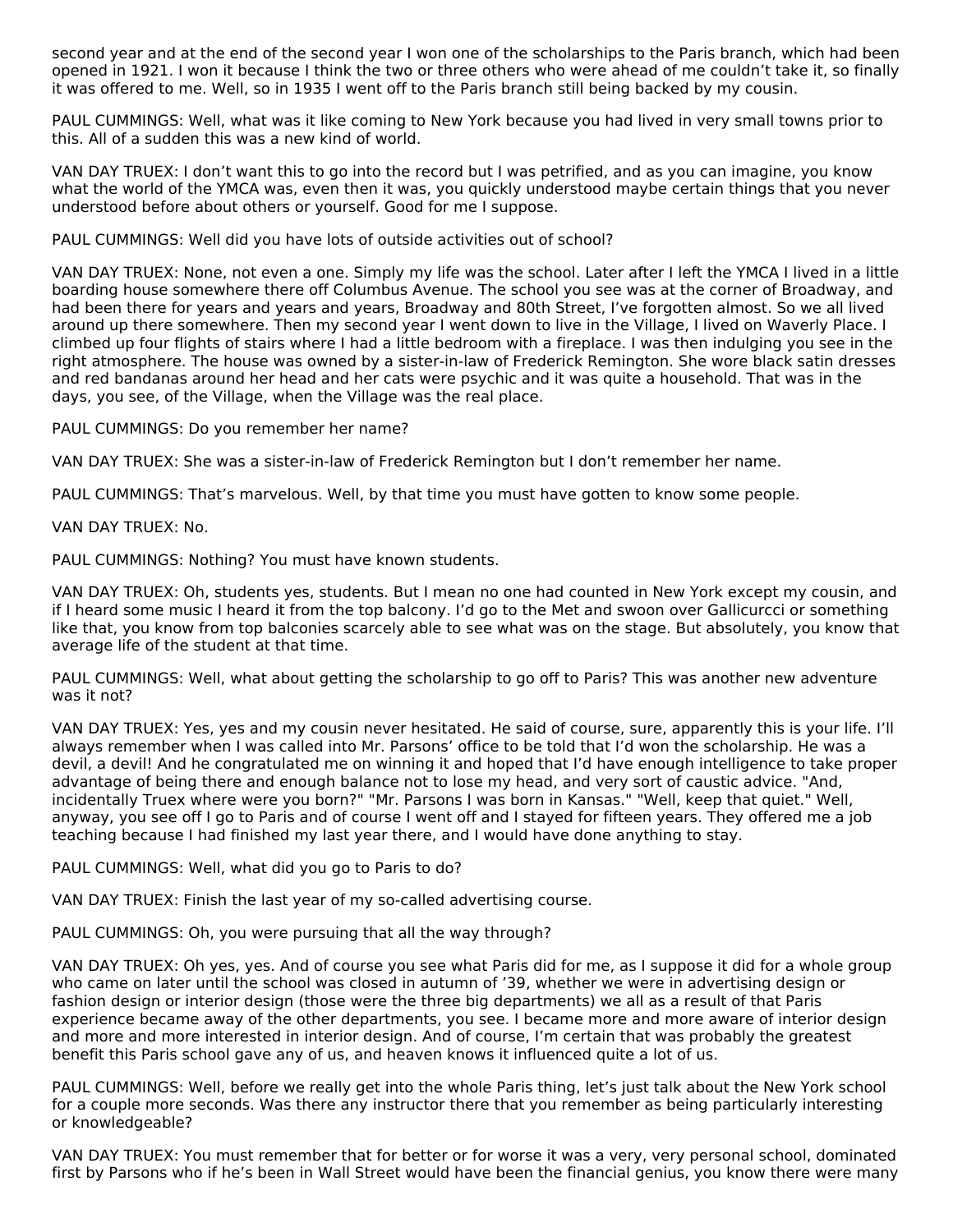second year and at the end of the second year I won one of the scholarships to the Paris branch, which had been opened in 1921. I won it because I think the two or three others who were ahead of me couldn't take it, so finally it was offered to me. Well, so in 1935 I went off to the Paris branch still being backed by my cousin.

PAUL CUMMINGS: Well, what was it like coming to New York because you had lived in very small towns prior to this. All of a sudden this was a new kind of world.

VAN DAY TRUEX: I don't want this to go into the record but I was petrified, and as you can imagine, you know what the world of the YMCA was, even then it was, you quickly understood maybe certain things that you never understood before about others or yourself. Good for me I suppose.

PAUL CUMMINGS: Well did you have lots of outside activities out of school?

VAN DAY TRUEX: None, not even a one. Simply my life was the school. Later after I left the YMCA I lived in a little boarding house somewhere there off Columbus Avenue. The school you see was at the corner of Broadway, and had been there for years and years and years, Broadway and 80th Street, I've forgotten almost. So we all lived around up there somewhere. Then my second year I went down to live in the Village, I lived on Waverly Place. I climbed up four flights of stairs where I had a little bedroom with a fireplace. I was then indulging you see in the right atmosphere. The house was owned by a sister-in-law of Frederick Remington. She wore black satin dresses and red bandanas around her head and her cats were psychic and it was quite a household. That was in the days, you see, of the Village, when the Village was the real place.

PAUL CUMMINGS: Do you remember her name?

VAN DAY TRUEX: She was a sister-in-law of Frederick Remington but I don't remember her name.

PAUL CUMMINGS: That's marvelous. Well, by that time you must have gotten to know some people.

VAN DAY TRUEX: No.

PAUL CUMMINGS: Nothing? You must have known students.

VAN DAY TRUEX: Oh, students yes, students. But I mean no one had counted in New York except my cousin, and if I heard some music I heard it from the top balcony. I'd go to the Met and swoon over Gallicurcci or something like that, you know from top balconies scarcely able to see what was on the stage. But absolutely, you know that average life of the student at that time.

PAUL CUMMINGS: Well, what about getting the scholarship to go off to Paris? This was another new adventure was it not?

VAN DAY TRUEX: Yes, yes and my cousin never hesitated. He said of course, sure, apparently this is your life. I'll always remember when I was called into Mr. Parsons' office to be told that I'd won the scholarship. He was a devil, a devil! And he congratulated me on winning it and hoped that I'd have enough intelligence to take proper advantage of being there and enough balance not to lose my head, and very sort of caustic advice. "And, incidentally Truex where were you born?" "Mr. Parsons I was born in Kansas." "Well, keep that quiet." Well, anyway, you see off I go to Paris and of course I went off and I stayed for fifteen years. They offered me a job teaching because I had finished my last year there, and I would have done anything to stay.

PAUL CUMMINGS: Well, what did you go to Paris to do?

VAN DAY TRUEX: Finish the last year of my so-called advertising course.

PAUL CUMMINGS: Oh, you were pursuing that all the way through?

VAN DAY TRUEX: Oh yes, yes. And of course you see what Paris did for me, as I suppose it did for a whole group who came on later until the school was closed in autumn of '39, whether we were in advertising design or fashion design or interior design (those were the three big departments) we all as a result of that Paris experience became away of the other departments, you see. I became more and more aware of interior design and more and more interested in interior design. And of course, I'm certain that was probably the greatest benefit this Paris school gave any of us, and heaven knows it influenced quite a lot of us.

PAUL CUMMINGS: Well, before we really get into the whole Paris thing, let's just talk about the New York school for a couple more seconds. Was there any instructor there that you remember as being particularly interesting or knowledgeable?

VAN DAY TRUEX: You must remember that for better or for worse it was a very, very personal school, dominated first by Parsons who if he's been in Wall Street would have been the financial genius, you know there were many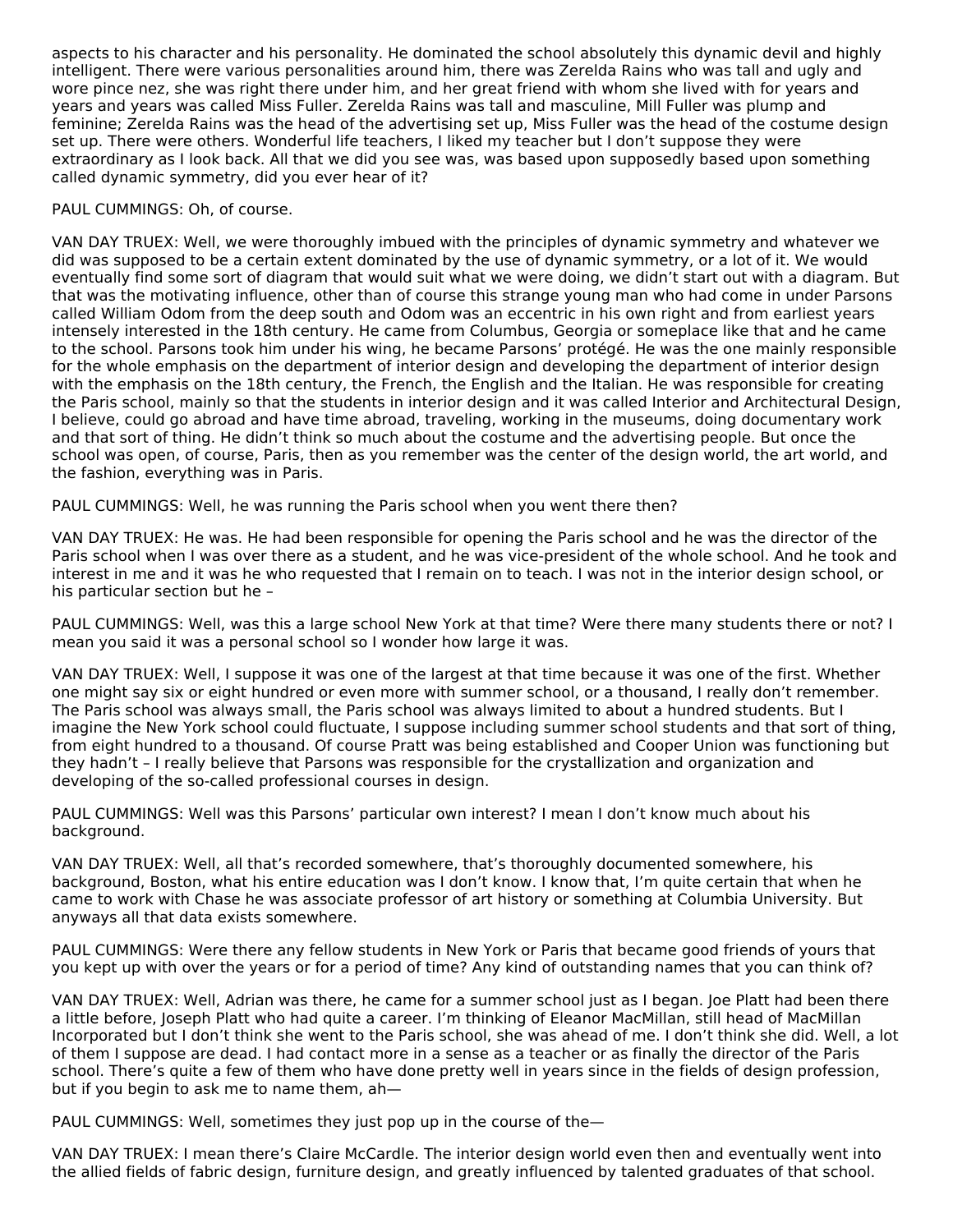aspects to his character and his personality. He dominated the school absolutely this dynamic devil and highly intelligent. There were various personalities around him, there was Zerelda Rains who was tall and ugly and wore pince nez, she was right there under him, and her great friend with whom she lived with for years and years and years was called Miss Fuller. Zerelda Rains was tall and masculine, Mill Fuller was plump and feminine; Zerelda Rains was the head of the advertising set up, Miss Fuller was the head of the costume design set up. There were others. Wonderful life teachers, I liked my teacher but I don't suppose they were extraordinary as I look back. All that we did you see was, was based upon supposedly based upon something called dynamic symmetry, did you ever hear of it?

PAUL CUMMINGS: Oh, of course.

VAN DAY TRUEX: Well, we were thoroughly imbued with the principles of dynamic symmetry and whatever we did was supposed to be a certain extent dominated by the use of dynamic symmetry, or a lot of it. We would eventually find some sort of diagram that would suit what we were doing, we didn't start out with a diagram. But that was the motivating influence, other than of course this strange young man who had come in under Parsons called William Odom from the deep south and Odom was an eccentric in his own right and from earliest years intensely interested in the 18th century. He came from Columbus, Georgia or someplace like that and he came to the school. Parsons took him under his wing, he became Parsons' protégé. He was the one mainly responsible for the whole emphasis on the department of interior design and developing the department of interior design with the emphasis on the 18th century, the French, the English and the Italian. He was responsible for creating the Paris school, mainly so that the students in interior design and it was called Interior and Architectural Design, I believe, could go abroad and have time abroad, traveling, working in the museums, doing documentary work and that sort of thing. He didn't think so much about the costume and the advertising people. But once the school was open, of course, Paris, then as you remember was the center of the design world, the art world, and the fashion, everything was in Paris.

PAUL CUMMINGS: Well, he was running the Paris school when you went there then?

VAN DAY TRUEX: He was. He had been responsible for opening the Paris school and he was the director of the Paris school when I was over there as a student, and he was vice-president of the whole school. And he took and interest in me and it was he who requested that I remain on to teach. I was not in the interior design school, or his particular section but he –

PAUL CUMMINGS: Well, was this a large school New York at that time? Were there many students there or not? I mean you said it was a personal school so I wonder how large it was.

VAN DAY TRUEX: Well, I suppose it was one of the largest at that time because it was one of the first. Whether one might say six or eight hundred or even more with summer school, or a thousand, I really don't remember. The Paris school was always small, the Paris school was always limited to about a hundred students. But I imagine the New York school could fluctuate, I suppose including summer school students and that sort of thing, from eight hundred to a thousand. Of course Pratt was being established and Cooper Union was functioning but they hadn't – I really believe that Parsons was responsible for the crystallization and organization and developing of the so-called professional courses in design.

PAUL CUMMINGS: Well was this Parsons' particular own interest? I mean I don't know much about his background.

VAN DAY TRUEX: Well, all that's recorded somewhere, that's thoroughly documented somewhere, his background, Boston, what his entire education was I don't know. I know that, I'm quite certain that when he came to work with Chase he was associate professor of art history or something at Columbia University. But anyways all that data exists somewhere.

PAUL CUMMINGS: Were there any fellow students in New York or Paris that became good friends of yours that you kept up with over the years or for a period of time? Any kind of outstanding names that you can think of?

VAN DAY TRUEX: Well, Adrian was there, he came for a summer school just as I began. Joe Platt had been there a little before, Joseph Platt who had quite a career. I'm thinking of Eleanor MacMillan, still head of MacMillan Incorporated but I don't think she went to the Paris school, she was ahead of me. I don't think she did. Well, a lot of them I suppose are dead. I had contact more in a sense as a teacher or as finally the director of the Paris school. There's quite a few of them who have done pretty well in years since in the fields of design profession, but if you begin to ask me to name them, ah—

PAUL CUMMINGS: Well, sometimes they just pop up in the course of the—

VAN DAY TRUEX: I mean there's Claire McCardle. The interior design world even then and eventually went into the allied fields of fabric design, furniture design, and greatly influenced by talented graduates of that school.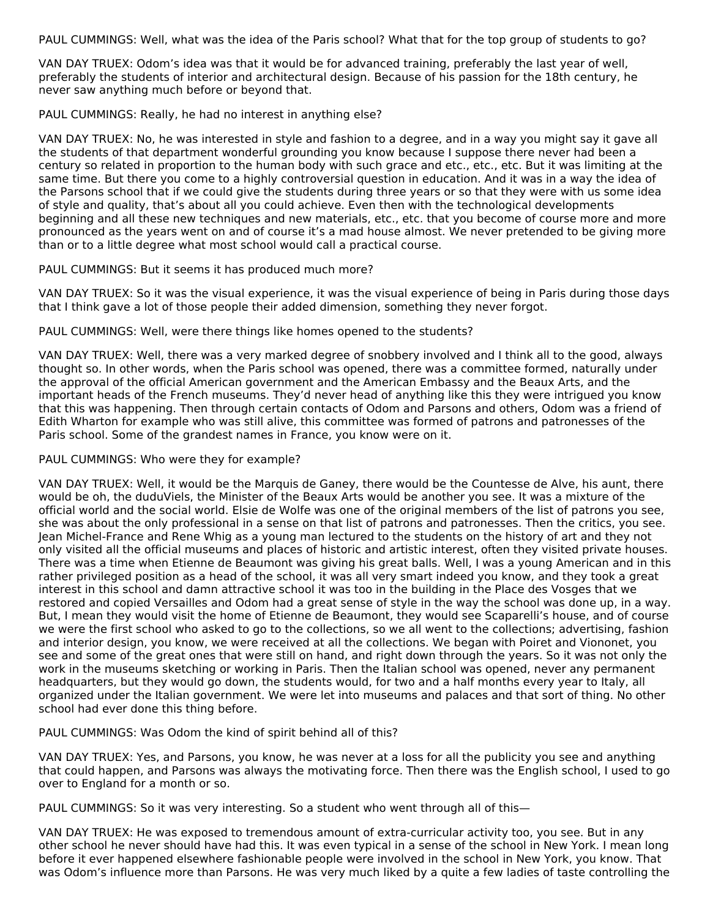PAUL CUMMINGS: Well, what was the idea of the Paris school? What that for the top group of students to go?

VAN DAY TRUEX: Odom's idea was that it would be for advanced training, preferably the last year of well, preferably the students of interior and architectural design. Because of his passion for the 18th century, he never saw anything much before or beyond that.

PAUL CUMMINGS: Really, he had no interest in anything else?

VAN DAY TRUEX: No, he was interested in style and fashion to a degree, and in a way you might say it gave all the students of that department wonderful grounding you know because I suppose there never had been a century so related in proportion to the human body with such grace and etc., etc., etc. But it was limiting at the same time. But there you come to a highly controversial question in education. And it was in a way the idea of the Parsons school that if we could give the students during three years or so that they were with us some idea of style and quality, that's about all you could achieve. Even then with the technological developments beginning and all these new techniques and new materials, etc., etc. that you become of course more and more pronounced as the years went on and of course it's a mad house almost. We never pretended to be giving more than or to a little degree what most school would call a practical course.

PAUL CUMMINGS: But it seems it has produced much more?

VAN DAY TRUEX: So it was the visual experience, it was the visual experience of being in Paris during those days that I think gave a lot of those people their added dimension, something they never forgot.

PAUL CUMMINGS: Well, were there things like homes opened to the students?

VAN DAY TRUEX: Well, there was a very marked degree of snobbery involved and I think all to the good, always thought so. In other words, when the Paris school was opened, there was a committee formed, naturally under the approval of the official American government and the American Embassy and the Beaux Arts, and the important heads of the French museums. They'd never head of anything like this they were intrigued you know that this was happening. Then through certain contacts of Odom and Parsons and others, Odom was a friend of Edith Wharton for example who was still alive, this committee was formed of patrons and patronesses of the Paris school. Some of the grandest names in France, you know were on it.

PAUL CUMMINGS: Who were they for example?

VAN DAY TRUEX: Well, it would be the Marquis de Ganey, there would be the Countesse de Alve, his aunt, there would be oh, the duduViels, the Minister of the Beaux Arts would be another you see. It was a mixture of the official world and the social world. Elsie de Wolfe was one of the original members of the list of patrons you see, she was about the only professional in a sense on that list of patrons and patronesses. Then the critics, you see. Jean Michel-France and Rene Whig as a young man lectured to the students on the history of art and they not only visited all the official museums and places of historic and artistic interest, often they visited private houses. There was a time when Etienne de Beaumont was giving his great balls. Well, I was a young American and in this rather privileged position as a head of the school, it was all very smart indeed you know, and they took a great interest in this school and damn attractive school it was too in the building in the Place des Vosges that we restored and copied Versailles and Odom had a great sense of style in the way the school was done up, in a way. But, I mean they would visit the home of Etienne de Beaumont, they would see Scaparelli's house, and of course we were the first school who asked to go to the collections, so we all went to the collections; advertising, fashion and interior design, you know, we were received at all the collections. We began with Poiret and Viononet, you see and some of the great ones that were still on hand, and right down through the years. So it was not only the work in the museums sketching or working in Paris. Then the Italian school was opened, never any permanent headquarters, but they would go down, the students would, for two and a half months every year to Italy, all organized under the Italian government. We were let into museums and palaces and that sort of thing. No other school had ever done this thing before.

PAUL CUMMINGS: Was Odom the kind of spirit behind all of this?

VAN DAY TRUEX: Yes, and Parsons, you know, he was never at a loss for all the publicity you see and anything that could happen, and Parsons was always the motivating force. Then there was the English school, I used to go over to England for a month or so.

PAUL CUMMINGS: So it was very interesting. So a student who went through all of this—

VAN DAY TRUEX: He was exposed to tremendous amount of extra-curricular activity too, you see. But in any other school he never should have had this. It was even typical in a sense of the school in New York. I mean long before it ever happened elsewhere fashionable people were involved in the school in New York, you know. That was Odom's influence more than Parsons. He was very much liked by a quite a few ladies of taste controlling the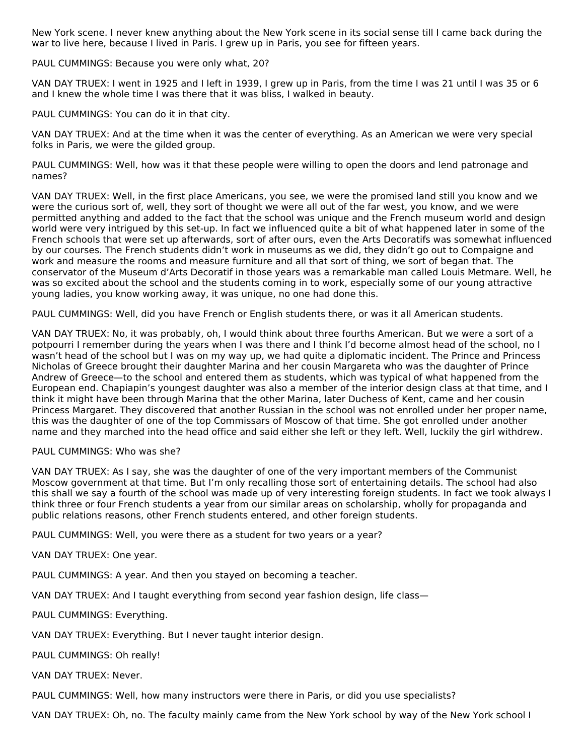New York scene. I never knew anything about the New York scene in its social sense till I came back during the war to live here, because I lived in Paris. I grew up in Paris, you see for fifteen years.

PAUL CUMMINGS: Because you were only what, 20?

VAN DAY TRUEX: I went in 1925 and I left in 1939, I grew up in Paris, from the time I was 21 until I was 35 or 6 and I knew the whole time I was there that it was bliss, I walked in beauty.

PAUL CUMMINGS: You can do it in that city.

VAN DAY TRUEX: And at the time when it was the center of everything. As an American we were very special folks in Paris, we were the gilded group.

PAUL CUMMINGS: Well, how was it that these people were willing to open the doors and lend patronage and names?

VAN DAY TRUEX: Well, in the first place Americans, you see, we were the promised land still you know and we were the curious sort of, well, they sort of thought we were all out of the far west, you know, and we were permitted anything and added to the fact that the school was unique and the French museum world and design world were very intrigued by this set-up. In fact we influenced quite a bit of what happened later in some of the French schools that were set up afterwards, sort of after ours, even the Arts Decoratifs was somewhat influenced by our courses. The French students didn't work in museums as we did, they didn't go out to Compaigne and work and measure the rooms and measure furniture and all that sort of thing, we sort of began that. The conservator of the Museum d'Arts Decoratif in those years was a remarkable man called Louis Metmare. Well, he was so excited about the school and the students coming in to work, especially some of our young attractive young ladies, you know working away, it was unique, no one had done this.

PAUL CUMMINGS: Well, did you have French or English students there, or was it all American students.

VAN DAY TRUEX: No, it was probably, oh, I would think about three fourths American. But we were a sort of a potpourri I remember during the years when I was there and I think I'd become almost head of the school, no I wasn't head of the school but I was on my way up, we had quite a diplomatic incident. The Prince and Princess Nicholas of Greece brought their daughter Marina and her cousin Margareta who was the daughter of Prince Andrew of Greece—to the school and entered them as students, which was typical of what happened from the European end. Chapiapin's youngest daughter was also a member of the interior design class at that time, and I think it might have been through Marina that the other Marina, later Duchess of Kent, came and her cousin Princess Margaret. They discovered that another Russian in the school was not enrolled under her proper name, this was the daughter of one of the top Commissars of Moscow of that time. She got enrolled under another name and they marched into the head office and said either she left or they left. Well, luckily the girl withdrew.

PAUL CUMMINGS: Who was she?

VAN DAY TRUEX: As I say, she was the daughter of one of the very important members of the Communist Moscow government at that time. But I'm only recalling those sort of entertaining details. The school had also this shall we say a fourth of the school was made up of very interesting foreign students. In fact we took always I think three or four French students a year from our similar areas on scholarship, wholly for propaganda and public relations reasons, other French students entered, and other foreign students.

PAUL CUMMINGS: Well, you were there as a student for two years or a year?

VAN DAY TRUEX: One year.

PAUL CUMMINGS: A year. And then you stayed on becoming a teacher.

VAN DAY TRUEX: And I taught everything from second year fashion design, life class—

PAUL CUMMINGS: Everything.

VAN DAY TRUEX: Everything. But I never taught interior design.

PAUL CUMMINGS: Oh really!

VAN DAY TRUEX: Never.

PAUL CUMMINGS: Well, how many instructors were there in Paris, or did you use specialists?

VAN DAY TRUEX: Oh, no. The faculty mainly came from the New York school by way of the New York school I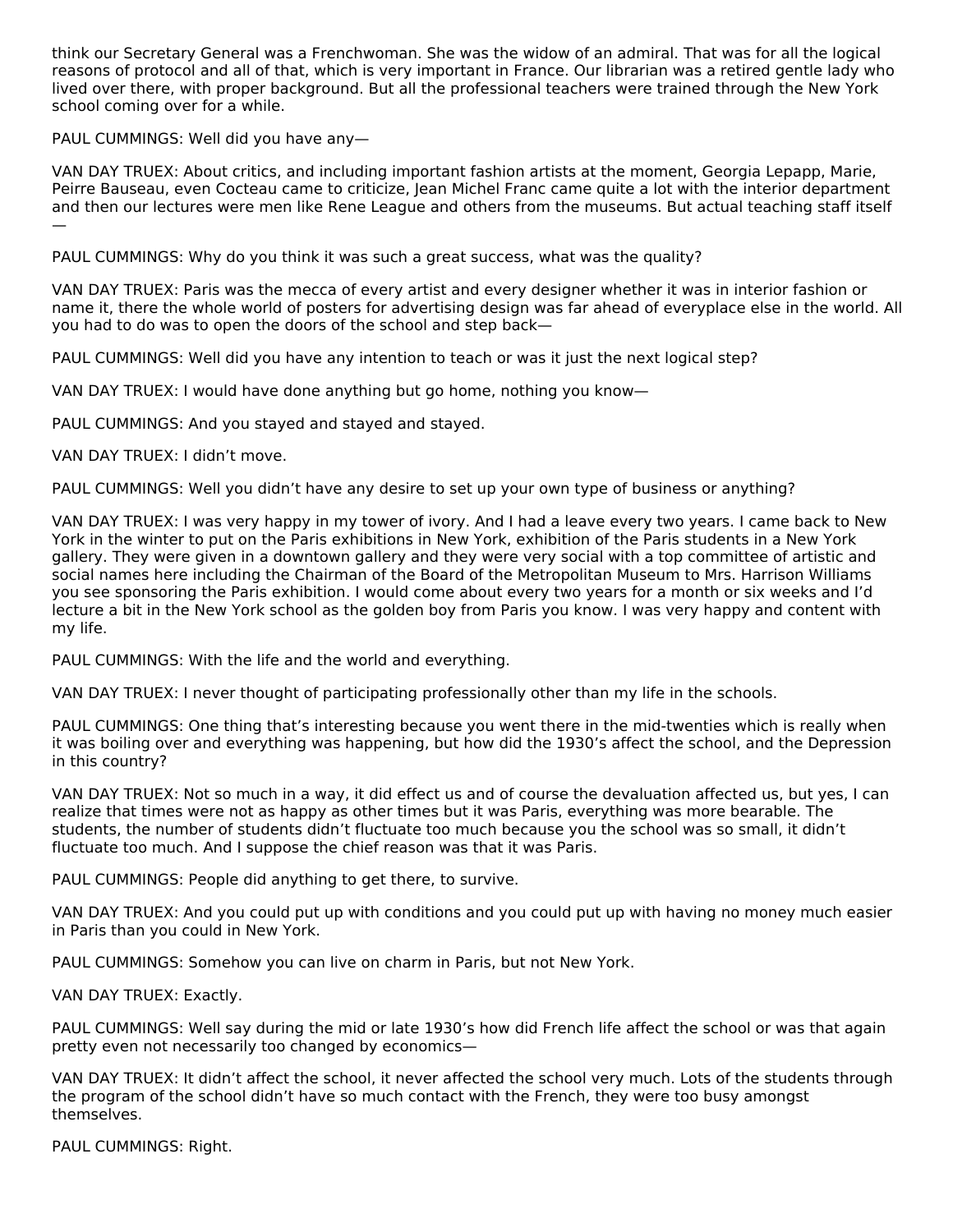think our Secretary General was a Frenchwoman. She was the widow of an admiral. That was for all the logical reasons of protocol and all of that, which is very important in France. Our librarian was a retired gentle lady who lived over there, with proper background. But all the professional teachers were trained through the New York school coming over for a while.

PAUL CUMMINGS: Well did you have any—

VAN DAY TRUEX: About critics, and including important fashion artists at the moment, Georgia Lepapp, Marie, Peirre Bauseau, even Cocteau came to criticize, Jean Michel Franc came quite a lot with the interior department and then our lectures were men like Rene League and others from the museums. But actual teaching staff itself —

PAUL CUMMINGS: Why do you think it was such a great success, what was the quality?

VAN DAY TRUEX: Paris was the mecca of every artist and every designer whether it was in interior fashion or name it, there the whole world of posters for advertising design was far ahead of everyplace else in the world. All you had to do was to open the doors of the school and step back—

PAUL CUMMINGS: Well did you have any intention to teach or was it just the next logical step?

VAN DAY TRUEX: I would have done anything but go home, nothing you know—

PAUL CUMMINGS: And you stayed and stayed and stayed.

VAN DAY TRUEX: I didn't move.

PAUL CUMMINGS: Well you didn't have any desire to set up your own type of business or anything?

VAN DAY TRUEX: I was very happy in my tower of ivory. And I had a leave every two years. I came back to New York in the winter to put on the Paris exhibitions in New York, exhibition of the Paris students in a New York gallery. They were given in a downtown gallery and they were very social with a top committee of artistic and social names here including the Chairman of the Board of the Metropolitan Museum to Mrs. Harrison Williams you see sponsoring the Paris exhibition. I would come about every two years for a month or six weeks and I'd lecture a bit in the New York school as the golden boy from Paris you know. I was very happy and content with my life.

PAUL CUMMINGS: With the life and the world and everything.

VAN DAY TRUEX: I never thought of participating professionally other than my life in the schools.

PAUL CUMMINGS: One thing that's interesting because you went there in the mid-twenties which is really when it was boiling over and everything was happening, but how did the 1930's affect the school, and the Depression in this country?

VAN DAY TRUEX: Not so much in a way, it did effect us and of course the devaluation affected us, but yes, I can realize that times were not as happy as other times but it was Paris, everything was more bearable. The students, the number of students didn't fluctuate too much because you the school was so small, it didn't fluctuate too much. And I suppose the chief reason was that it was Paris.

PAUL CUMMINGS: People did anything to get there, to survive.

VAN DAY TRUEX: And you could put up with conditions and you could put up with having no money much easier in Paris than you could in New York.

PAUL CUMMINGS: Somehow you can live on charm in Paris, but not New York.

VAN DAY TRUEX: Exactly.

PAUL CUMMINGS: Well say during the mid or late 1930's how did French life affect the school or was that again pretty even not necessarily too changed by economics—

VAN DAY TRUEX: It didn't affect the school, it never affected the school very much. Lots of the students through the program of the school didn't have so much contact with the French, they were too busy amongst themselves.

PAUL CUMMINGS: Right.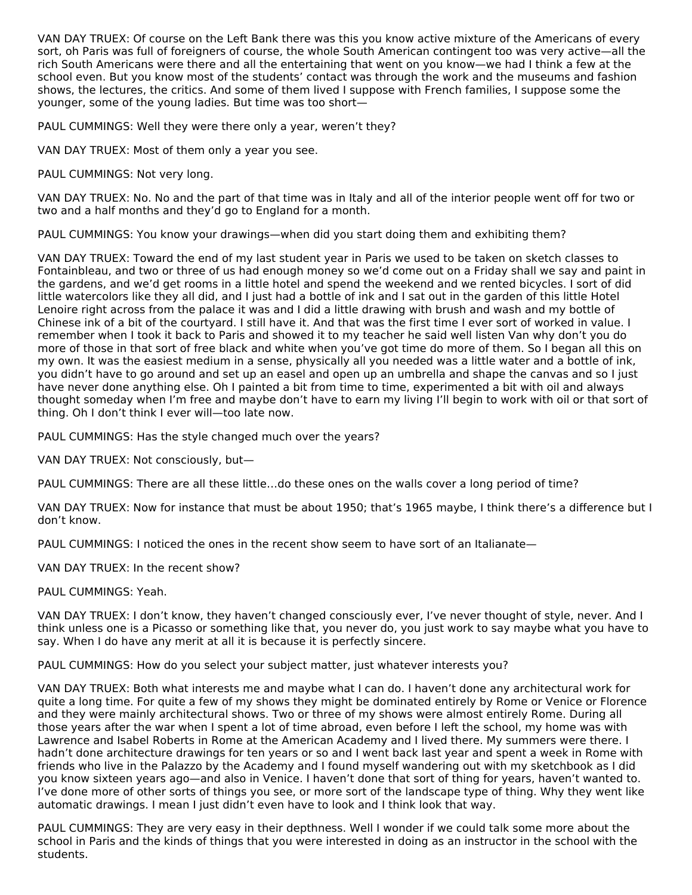VAN DAY TRUEX: Of course on the Left Bank there was this you know active mixture of the Americans of every sort, oh Paris was full of foreigners of course, the whole South American contingent too was very active—all the rich South Americans were there and all the entertaining that went on you know—we had I think a few at the school even. But you know most of the students' contact was through the work and the museums and fashion shows, the lectures, the critics. And some of them lived I suppose with French families, I suppose some the younger, some of the young ladies. But time was too short—

PAUL CUMMINGS: Well they were there only a year, weren't they?

VAN DAY TRUEX: Most of them only a year you see.

PAUL CUMMINGS: Not very long.

VAN DAY TRUEX: No. No and the part of that time was in Italy and all of the interior people went off for two or two and a half months and they'd go to England for a month.

PAUL CUMMINGS: You know your drawings—when did you start doing them and exhibiting them?

VAN DAY TRUEX: Toward the end of my last student year in Paris we used to be taken on sketch classes to Fontainbleau, and two or three of us had enough money so we'd come out on a Friday shall we say and paint in the gardens, and we'd get rooms in a little hotel and spend the weekend and we rented bicycles. I sort of did little watercolors like they all did, and I just had a bottle of ink and I sat out in the garden of this little Hotel Lenoire right across from the palace it was and I did a little drawing with brush and wash and my bottle of Chinese ink of a bit of the courtyard. I still have it. And that was the first time I ever sort of worked in value. I remember when I took it back to Paris and showed it to my teacher he said well listen Van why don't you do more of those in that sort of free black and white when you've got time do more of them. So I began all this on my own. It was the easiest medium in a sense, physically all you needed was a little water and a bottle of ink, you didn't have to go around and set up an easel and open up an umbrella and shape the canvas and so I just have never done anything else. Oh I painted a bit from time to time, experimented a bit with oil and always thought someday when I'm free and maybe don't have to earn my living I'll begin to work with oil or that sort of thing. Oh I don't think I ever will—too late now.

PAUL CUMMINGS: Has the style changed much over the years?

VAN DAY TRUEX: Not consciously, but—

PAUL CUMMINGS: There are all these little…do these ones on the walls cover a long period of time?

VAN DAY TRUEX: Now for instance that must be about 1950; that's 1965 maybe, I think there's a difference but I don't know.

PAUL CUMMINGS: I noticed the ones in the recent show seem to have sort of an Italianate—

VAN DAY TRUEX: In the recent show?

PAUL CUMMINGS: Yeah.

VAN DAY TRUEX: I don't know, they haven't changed consciously ever, I've never thought of style, never. And I think unless one is a Picasso or something like that, you never do, you just work to say maybe what you have to say. When I do have any merit at all it is because it is perfectly sincere.

PAUL CUMMINGS: How do you select your subject matter, just whatever interests you?

VAN DAY TRUEX: Both what interests me and maybe what I can do. I haven't done any architectural work for quite a long time. For quite a few of my shows they might be dominated entirely by Rome or Venice or Florence and they were mainly architectural shows. Two or three of my shows were almost entirely Rome. During all those years after the war when I spent a lot of time abroad, even before I left the school, my home was with Lawrence and Isabel Roberts in Rome at the American Academy and I lived there. My summers were there. I hadn't done architecture drawings for ten years or so and I went back last year and spent a week in Rome with friends who live in the Palazzo by the Academy and I found myself wandering out with my sketchbook as I did you know sixteen years ago—and also in Venice. I haven't done that sort of thing for years, haven't wanted to. I've done more of other sorts of things you see, or more sort of the landscape type of thing. Why they went like automatic drawings. I mean I just didn't even have to look and I think look that way.

PAUL CUMMINGS: They are very easy in their depthness. Well I wonder if we could talk some more about the school in Paris and the kinds of things that you were interested in doing as an instructor in the school with the students.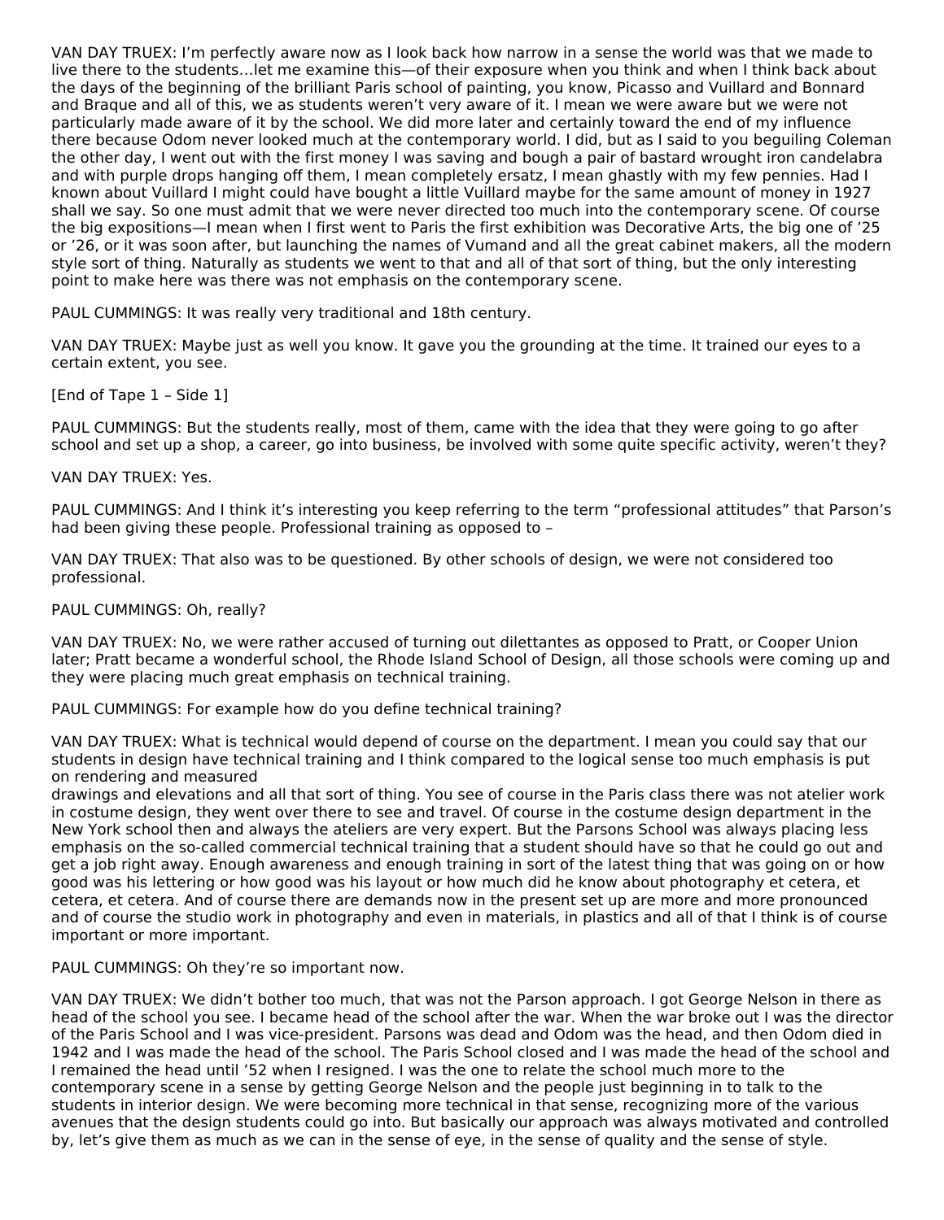VAN DAY TRUEX: I'm perfectly aware now as I look back how narrow in a sense the world was that we made to live there to the students…let me examine this—of their exposure when you think and when I think back about the days of the beginning of the brilliant Paris school of painting, you know, Picasso and Vuillard and Bonnard and Braque and all of this, we as students weren't very aware of it. I mean we were aware but we were not particularly made aware of it by the school. We did more later and certainly toward the end of my influence there because Odom never looked much at the contemporary world. I did, but as I said to you beguiling Coleman the other day, I went out with the first money I was saving and bough a pair of bastard wrought iron candelabra and with purple drops hanging off them, I mean completely ersatz, I mean ghastly with my few pennies. Had I known about Vuillard I might could have bought a little Vuillard maybe for the same amount of money in 1927 shall we say. So one must admit that we were never directed too much into the contemporary scene. Of course the big expositions—I mean when I first went to Paris the first exhibition was Decorative Arts, the big one of '25 or '26, or it was soon after, but launching the names of Vumand and all the great cabinet makers, all the modern style sort of thing. Naturally as students we went to that and all of that sort of thing, but the only interesting point to make here was there was not emphasis on the contemporary scene.

PAUL CUMMINGS: It was really very traditional and 18th century.

VAN DAY TRUEX: Maybe just as well you know. It gave you the grounding at the time. It trained our eyes to a certain extent, you see.

[End of Tape 1 – Side 1]

PAUL CUMMINGS: But the students really, most of them, came with the idea that they were going to go after school and set up a shop, a career, go into business, be involved with some quite specific activity, weren't they?

VAN DAY TRUEX: Yes.

PAUL CUMMINGS: And I think it's interesting you keep referring to the term "professional attitudes" that Parson's had been giving these people. Professional training as opposed to –

VAN DAY TRUEX: That also was to be questioned. By other schools of design, we were not considered too professional.

PAUL CUMMINGS: Oh, really?

VAN DAY TRUEX: No, we were rather accused of turning out dilettantes as opposed to Pratt, or Cooper Union later; Pratt became a wonderful school, the Rhode Island School of Design, all those schools were coming up and they were placing much great emphasis on technical training.

PAUL CUMMINGS: For example how do you define technical training?

VAN DAY TRUEX: What is technical would depend of course on the department. I mean you could say that our students in design have technical training and I think compared to the logical sense too much emphasis is put on rendering and measured drawings and elevations and all that sort of thing. You see of course in the Paris class there was not atelier work in costume design, they went over there to see and travel. Of course in the costume design department in the New York school then and always the ateliers are very expert. But the Parsons School was always placing less emphasis on the so-called commercial technical training that a student should have so that he could go out and get a job right away. Enough awareness and enough training in sort of the latest thing that was going on or how good was his lettering or how good was his layout or how much did he know about photography et cetera, et cetera, et cetera. And of course there are demands now in the present set up are more and more pronounced and of course the studio work in photography and even in materials, in plastics and all of that I think is of course important or more important.

PAUL CUMMINGS: Oh they're so important now.

VAN DAY TRUEX: We didn't bother too much, that was not the Parson approach. I got George Nelson in there as head of the school you see. I became head of the school after the war. When the war broke out I was the director of the Paris School and I was vice-president. Parsons was dead and Odom was the head, and then Odom died in 1942 and I was made the head of the school. The Paris School closed and I was made the head of the school and I remained the head until '52 when I resigned. I was the one to relate the school much more to the contemporary scene in a sense by getting George Nelson and the people just beginning in to talk to the students in interior design. We were becoming more technical in that sense, recognizing more of the various avenues that the design students could go into. But basically our approach was always motivated and controlled by, let's give them as much as we can in the sense of eye, in the sense of quality and the sense of style.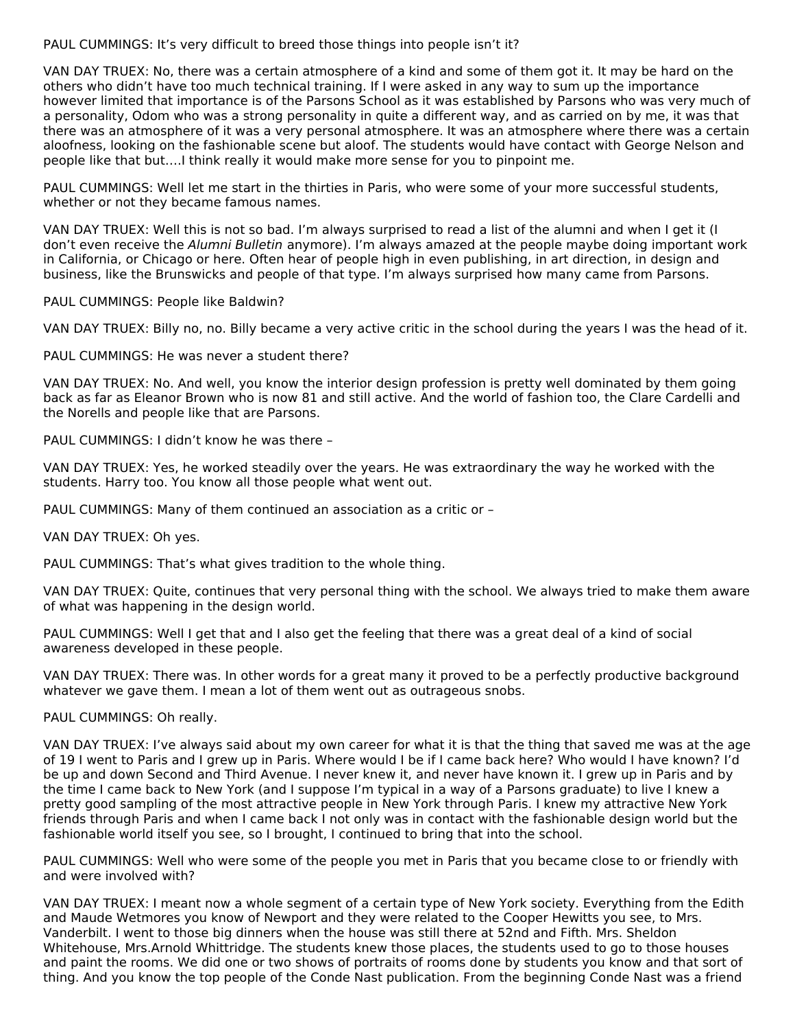PAUL CUMMINGS: It's very difficult to breed those things into people isn't it?

VAN DAY TRUEX: No, there was a certain atmosphere of a kind and some of them got it. It may be hard on the others who didn't have too much technical training. If I were asked in any way to sum up the importance however limited that importance is of the Parsons School as it was established by Parsons who was very much of a personality, Odom who was a strong personality in quite a different way, and as carried on by me, it was that there was an atmosphere of it was a very personal atmosphere. It was an atmosphere where there was a certain aloofness, looking on the fashionable scene but aloof. The students would have contact with George Nelson and people like that but….I think really it would make more sense for you to pinpoint me.

PAUL CUMMINGS: Well let me start in the thirties in Paris, who were some of your more successful students, whether or not they became famous names.

VAN DAY TRUEX: Well this is not so bad. I'm always surprised to read a list of the alumni and when I get it (I don't even receive the *Alumni Bulletin* anymore). I'm always amazed at the people maybe doing important work in California, or Chicago or here. Often hear of people high in even publishing, in art direction, in design and business, like the Brunswicks and people of that type. I'm always surprised how many came from Parsons.

PAUL CUMMINGS: People like Baldwin?

VAN DAY TRUEX: Billy no, no. Billy became a very active critic in the school during the years I was the head of it.

PAUL CUMMINGS: He was never a student there?

VAN DAY TRUEX: No. And well, you know the interior design profession is pretty well dominated by them going back as far as Eleanor Brown who is now 81 and still active. And the world of fashion too, the Clare Cardelli and the Norells and people like that are Parsons.

PAUL CUMMINGS: I didn't know he was there –

VAN DAY TRUEX: Yes, he worked steadily over the years. He was extraordinary the way he worked with the students. Harry too. You know all those people what went out.

PAUL CUMMINGS: Many of them continued an association as a critic or –

VAN DAY TRUEX: Oh yes.

PAUL CUMMINGS: That's what gives tradition to the whole thing.

VAN DAY TRUEX: Quite, continues that very personal thing with the school. We always tried to make them aware of what was happening in the design world.

PAUL CUMMINGS: Well I get that and I also get the feeling that there was a great deal of a kind of social awareness developed in these people.

VAN DAY TRUEX: There was. In other words for a great many it proved to be a perfectly productive background whatever we gave them. I mean a lot of them went out as outrageous snobs.

PAUL CUMMINGS: Oh really.

VAN DAY TRUEX: I've always said about my own career for what it is that the thing that saved me was at the age of 19 I went to Paris and I grew up in Paris. Where would I be if I came back here? Who would I have known? I'd be up and down Second and Third Avenue. I never knew it, and never have known it. I grew up in Paris and by the time I came back to New York (and I suppose I'm typical in a way of a Parsons graduate) to live I knew a pretty good sampling of the most attractive people in New York through Paris. I knew my attractive New York friends through Paris and when I came back I not only was in contact with the fashionable design world but the fashionable world itself you see, so I brought, I continued to bring that into the school.

PAUL CUMMINGS: Well who were some of the people you met in Paris that you became close to or friendly with and were involved with?

VAN DAY TRUEX: I meant now a whole segment of a certain type of New York society. Everything from the Edith and Maude Wetmores you know of Newport and they were related to the Cooper Hewitts you see, to Mrs. Vanderbilt. I went to those big dinners when the house was still there at 52nd and Fifth. Mrs. Sheldon Whitehouse, Mrs.Arnold Whittridge. The students knew those places, the students used to go to those houses and paint the rooms. We did one or two shows of portraits of rooms done by students you know and that sort of thing. And you know the top people of the Conde Nast publication. From the beginning Conde Nast was a friend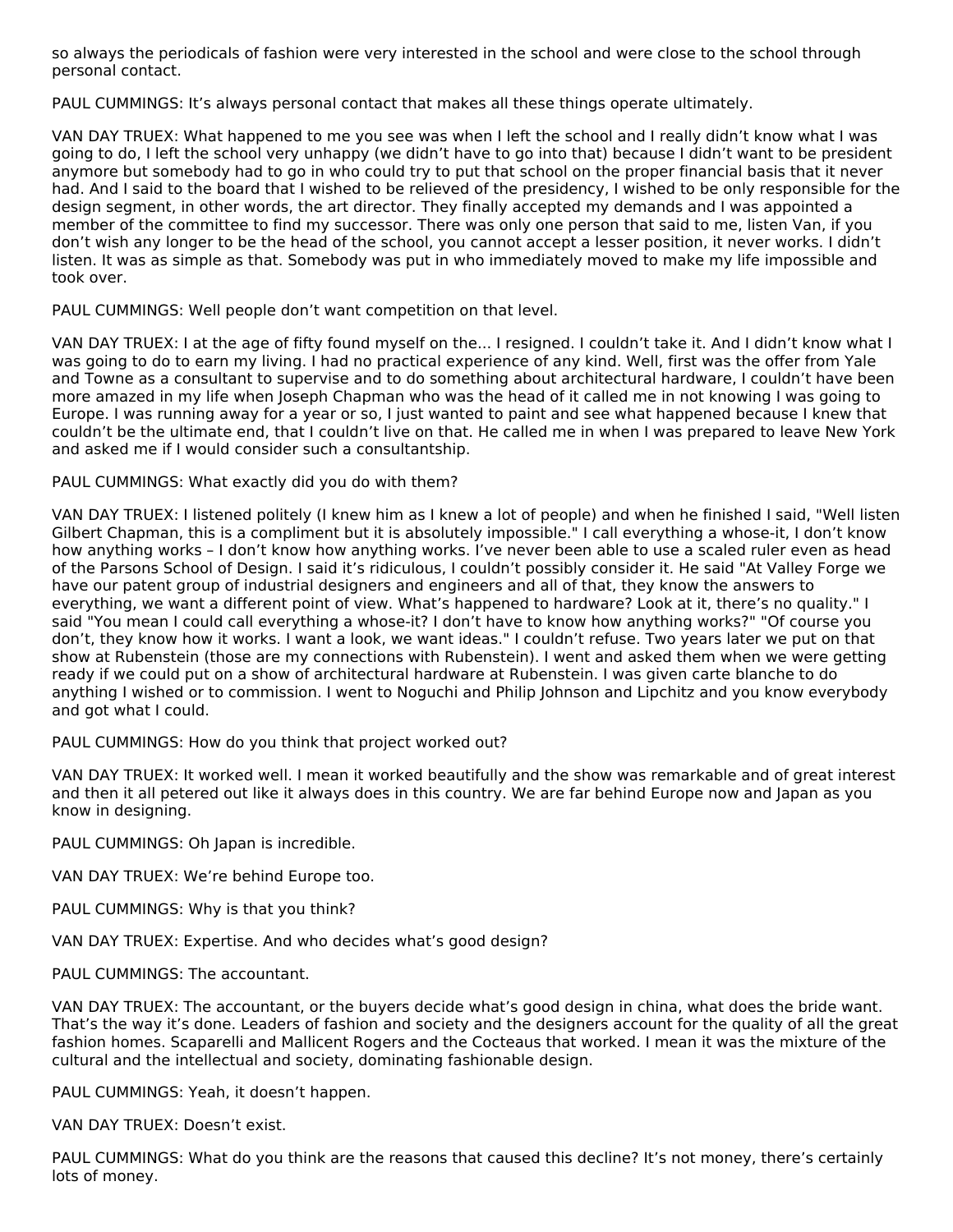so always the periodicals of fashion were very interested in the school and were close to the school through personal contact.

PAUL CUMMINGS: It's always personal contact that makes all these things operate ultimately.

VAN DAY TRUEX: What happened to me you see was when I left the school and I really didn't know what I was going to do, I left the school very unhappy (we didn't have to go into that) because I didn't want to be president anymore but somebody had to go in who could try to put that school on the proper financial basis that it never had. And I said to the board that I wished to be relieved of the presidency, I wished to be only responsible for the design segment, in other words, the art director. They finally accepted my demands and I was appointed a member of the committee to find my successor. There was only one person that said to me, listen Van, if you don't wish any longer to be the head of the school, you cannot accept a lesser position, it never works. I didn't listen. It was as simple as that. Somebody was put in who immediately moved to make my life impossible and took over.

PAUL CUMMINGS: Well people don't want competition on that level.

VAN DAY TRUEX: I at the age of fifty found myself on the... I resigned. I couldn't take it. And I didn't know what I was going to do to earn my living. I had no practical experience of any kind. Well, first was the offer from Yale and Towne as a consultant to supervise and to do something about architectural hardware, I couldn't have been more amazed in my life when Joseph Chapman who was the head of it called me in not knowing I was going to Europe. I was running away for a year or so, I just wanted to paint and see what happened because I knew that couldn't be the ultimate end, that I couldn't live on that. He called me in when I was prepared to leave New York and asked me if I would consider such a consultantship.

PAUL CUMMINGS: What exactly did you do with them?

VAN DAY TRUEX: I listened politely (I knew him as I knew a lot of people) and when he finished I said, "Well listen Gilbert Chapman, this is a compliment but it is absolutely impossible." I call everything a whose-it, I don't know how anything works – I don't know how anything works. I've never been able to use a scaled ruler even as head of the Parsons School of Design. I said it's ridiculous, I couldn't possibly consider it. He said "At Valley Forge we have our patent group of industrial designers and engineers and all of that, they know the answers to everything, we want a different point of view. What's happened to hardware? Look at it, there's no quality." I said "You mean I could call everything a whose-it? I don't have to know how anything works?" "Of course you don't, they know how it works. I want a look, we want ideas." I couldn't refuse. Two years later we put on that show at Rubenstein (those are my connections with Rubenstein). I went and asked them when we were getting ready if we could put on a show of architectural hardware at Rubenstein. I was given carte blanche to do anything I wished or to commission. I went to Noguchi and Philip Johnson and Lipchitz and you know everybody and got what I could.

PAUL CUMMINGS: How do you think that project worked out?

VAN DAY TRUEX: It worked well. I mean it worked beautifully and the show was remarkable and of great interest and then it all petered out like it always does in this country. We are far behind Europe now and Japan as you know in designing.

PAUL CUMMINGS: Oh Japan is incredible.

VAN DAY TRUEX: We're behind Europe too.

PAUL CUMMINGS: Why is that you think?

VAN DAY TRUEX: Expertise. And who decides what's good design?

PAUL CUMMINGS: The accountant.

VAN DAY TRUEX: The accountant, or the buyers decide what's good design in china, what does the bride want. That's the way it's done. Leaders of fashion and society and the designers account for the quality of all the great fashion homes. Scaparelli and Mallicent Rogers and the Cocteaus that worked. I mean it was the mixture of the cultural and the intellectual and society, dominating fashionable design.

PAUL CUMMINGS: Yeah, it doesn't happen.

VAN DAY TRUEX: Doesn't exist.

PAUL CUMMINGS: What do you think are the reasons that caused this decline? It's not money, there's certainly lots of money.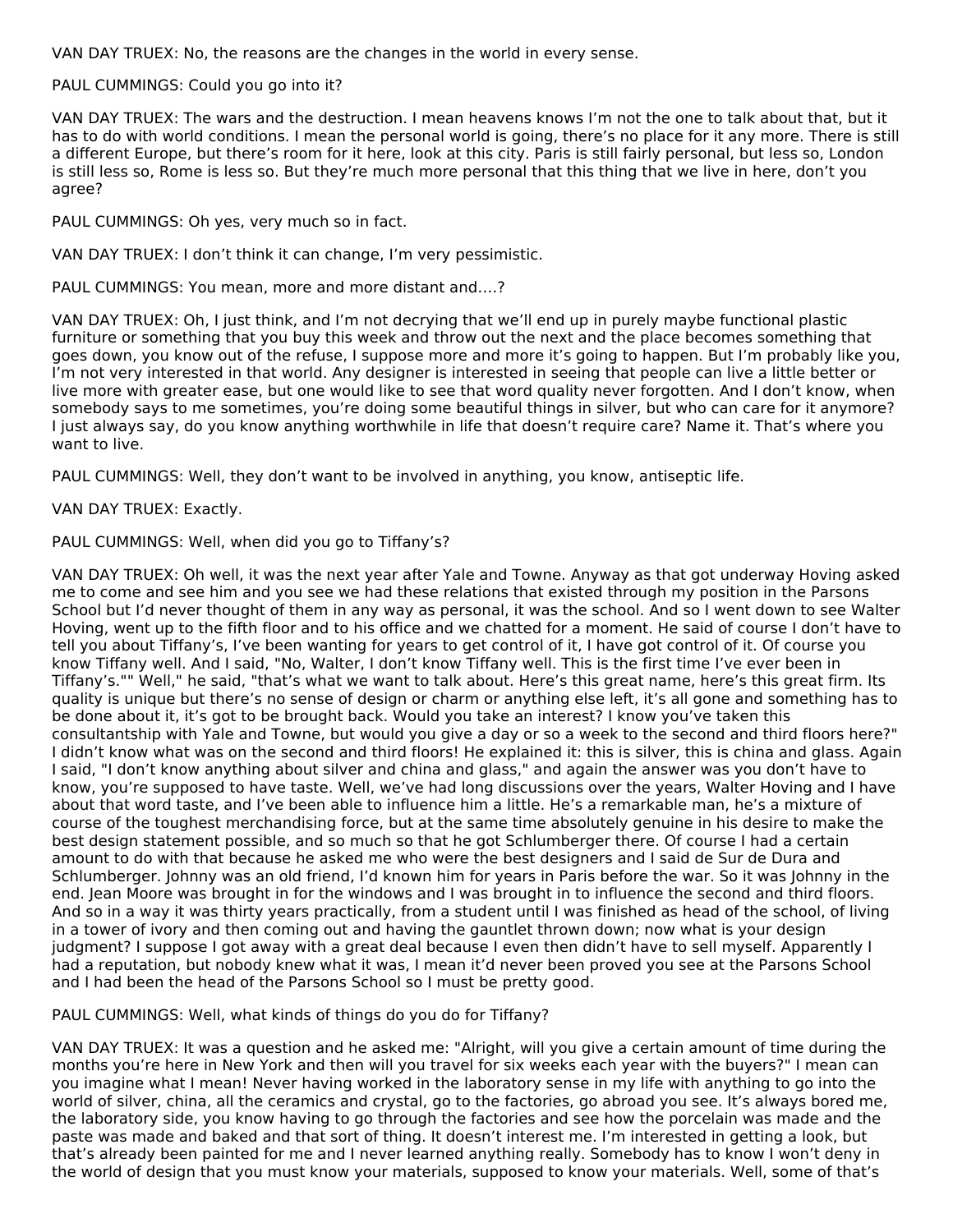VAN DAY TRUEX: No, the reasons are the changes in the world in every sense.

PAUL CUMMINGS: Could you go into it?

VAN DAY TRUEX: The wars and the destruction. I mean heavens knows I'm not the one to talk about that, but it has to do with world conditions. I mean the personal world is going, there's no place for it any more. There is still a different Europe, but there's room for it here, look at this city. Paris is still fairly personal, but less so, London is still less so, Rome is less so. But they're much more personal that this thing that we live in here, don't you agree?

PAUL CUMMINGS: Oh yes, very much so in fact.

VAN DAY TRUEX: I don't think it can change, I'm very pessimistic.

PAUL CUMMINGS: You mean, more and more distant and....?

VAN DAY TRUEX: Oh, I just think, and I'm not decrying that we'll end up in purely maybe functional plastic furniture or something that you buy this week and throw out the next and the place becomes something that goes down, you know out of the refuse, I suppose more and more it's going to happen. But I'm probably like you, I'm not very interested in that world. Any designer is interested in seeing that people can live a little better or live more with greater ease, but one would like to see that word quality never forgotten. And I don't know, when somebody says to me sometimes, you're doing some beautiful things in silver, but who can care for it anymore? I just always say, do you know anything worthwhile in life that doesn't require care? Name it. That's where you want to live.

PAUL CUMMINGS: Well, they don't want to be involved in anything, you know, antiseptic life.

VAN DAY TRUEX: Exactly.

PAUL CUMMINGS: Well, when did you go to Tiffany's?

VAN DAY TRUEX: Oh well, it was the next year after Yale and Towne. Anyway as that got underway Hoving asked me to come and see him and you see we had these relations that existed through my position in the Parsons School but I'd never thought of them in any way as personal, it was the school. And so I went down to see Walter Hoving, went up to the fifth floor and to his office and we chatted for a moment. He said of course I don't have to tell you about Tiffany's, I've been wanting for years to get control of it, I have got control of it. Of course you know Tiffany well. And I said, "No, Walter, I don't know Tiffany well. This is the first time I've ever been in Tiffany's."" Well," he said, "that's what we want to talk about. Here's this great name, here's this great firm. Its quality is unique but there's no sense of design or charm or anything else left, it's all gone and something has to be done about it, it's got to be brought back. Would you take an interest? I know you've taken this consultantship with Yale and Towne, but would you give a day or so a week to the second and third floors here?" I didn't know what was on the second and third floors! He explained it: this is silver, this is china and glass. Again I said, "I don't know anything about silver and china and glass," and again the answer was you don't have to know, you're supposed to have taste. Well, we've had long discussions over the years, Walter Hoving and I have about that word taste, and I've been able to influence him a little. He's a remarkable man, he's a mixture of course of the toughest merchandising force, but at the same time absolutely genuine in his desire to make the best design statement possible, and so much so that he got Schlumberger there. Of course I had a certain amount to do with that because he asked me who were the best designers and I said de Sur de Dura and Schlumberger. Johnny was an old friend, I'd known him for years in Paris before the war. So it was Johnny in the end. Jean Moore was brought in for the windows and I was brought in to influence the second and third floors. And so in a way it was thirty years practically, from a student until I was finished as head of the school, of living in a tower of ivory and then coming out and having the gauntlet thrown down; now what is your design judgment? I suppose I got away with a great deal because I even then didn't have to sell myself. Apparently I had a reputation, but nobody knew what it was, I mean it'd never been proved you see at the Parsons School and I had been the head of the Parsons School so I must be pretty good.

PAUL CUMMINGS: Well, what kinds of things do you do for Tiffany?

VAN DAY TRUEX: It was a question and he asked me: "Alright, will you give a certain amount of time during the months you're here in New York and then will you travel for six weeks each year with the buyers?" I mean can you imagine what I mean! Never having worked in the laboratory sense in my life with anything to go into the world of silver, china, all the ceramics and crystal, go to the factories, go abroad you see. It's always bored me, the laboratory side, you know having to go through the factories and see how the porcelain was made and the paste was made and baked and that sort of thing. It doesn't interest me. I'm interested in getting a look, but that's already been painted for me and I never learned anything really. Somebody has to know I won't deny in the world of design that you must know your materials, supposed to know your materials. Well, some of that's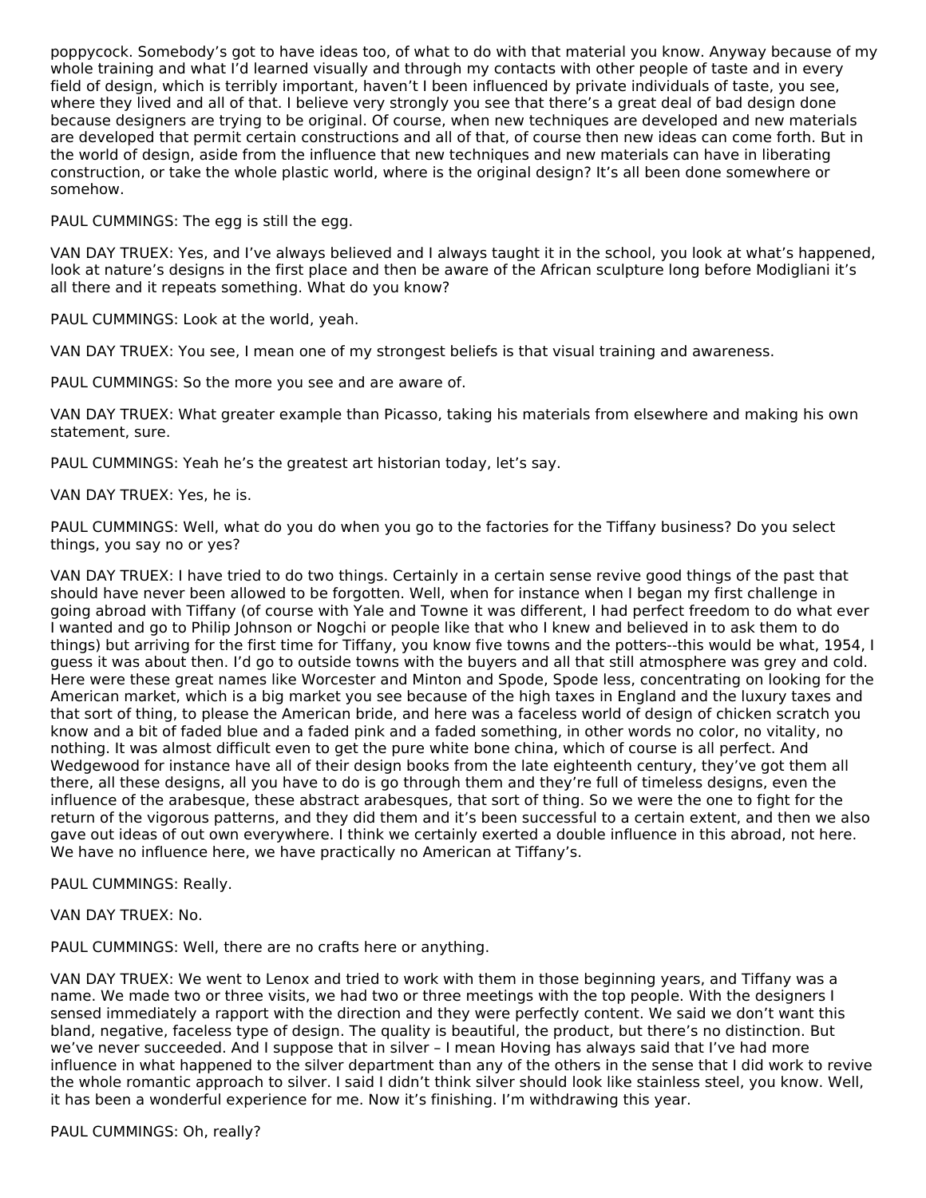poppycock. Somebody's got to have ideas too, of what to do with that material you know. Anyway because of my whole training and what I'd learned visually and through my contacts with other people of taste and in every field of design, which is terribly important, haven't I been influenced by private individuals of taste, you see, where they lived and all of that. I believe very strongly you see that there's a great deal of bad design done because designers are trying to be original. Of course, when new techniques are developed and new materials are developed that permit certain constructions and all of that, of course then new ideas can come forth. But in the world of design, aside from the influence that new techniques and new materials can have in liberating construction, or take the whole plastic world, where is the original design? It's all been done somewhere or somehow.

PAUL CUMMINGS: The egg is still the egg.

VAN DAY TRUEX: Yes, and I've always believed and I always taught it in the school, you look at what's happened, look at nature's designs in the first place and then be aware of the African sculpture long before Modigliani it's all there and it repeats something. What do you know?

PAUL CUMMINGS: Look at the world, yeah.

VAN DAY TRUEX: You see, I mean one of my strongest beliefs is that visual training and awareness.

PAUL CUMMINGS: So the more you see and are aware of.

VAN DAY TRUEX: What greater example than Picasso, taking his materials from elsewhere and making his own statement, sure.

PAUL CUMMINGS: Yeah he's the greatest art historian today, let's say.

VAN DAY TRUEX: Yes, he is.

PAUL CUMMINGS: Well, what do you do when you go to the factories for the Tiffany business? Do you select things, you say no or yes?

VAN DAY TRUEX: I have tried to do two things. Certainly in a certain sense revive good things of the past that should have never been allowed to be forgotten. Well, when for instance when I began my first challenge in going abroad with Tiffany (of course with Yale and Towne it was different, I had perfect freedom to do what ever I wanted and go to Philip Johnson or Nogchi or people like that who I knew and believed in to ask them to do things) but arriving for the first time for Tiffany, you know five towns and the potters--this would be what, 1954, I guess it was about then. I'd go to outside towns with the buyers and all that still atmosphere was grey and cold. Here were these great names like Worcester and Minton and Spode, Spode less, concentrating on looking for the American market, which is a big market you see because of the high taxes in England and the luxury taxes and that sort of thing, to please the American bride, and here was a faceless world of design of chicken scratch you know and a bit of faded blue and a faded pink and a faded something, in other words no color, no vitality, no nothing. It was almost difficult even to get the pure white bone china, which of course is all perfect. And Wedgewood for instance have all of their design books from the late eighteenth century, they've got them all there, all these designs, all you have to do is go through them and they're full of timeless designs, even the influence of the arabesque, these abstract arabesques, that sort of thing. So we were the one to fight for the return of the vigorous patterns, and they did them and it's been successful to a certain extent, and then we also gave out ideas of out own everywhere. I think we certainly exerted a double influence in this abroad, not here. We have no influence here, we have practically no American at Tiffany's.

PAUL CUMMINGS: Really.

VAN DAY TRUEX: No.

PAUL CUMMINGS: Well, there are no crafts here or anything.

VAN DAY TRUEX: We went to Lenox and tried to work with them in those beginning years, and Tiffany was a name. We made two or three visits, we had two or three meetings with the top people. With the designers I sensed immediately a rapport with the direction and they were perfectly content. We said we don't want this bland, negative, faceless type of design. The quality is beautiful, the product, but there's no distinction. But we've never succeeded. And I suppose that in silver – I mean Hoving has always said that I've had more influence in what happened to the silver department than any of the others in the sense that I did work to revive the whole romantic approach to silver. I said I didn't think silver should look like stainless steel, you know. Well, it has been a wonderful experience for me. Now it's finishing. I'm withdrawing this year.

PAUL CUMMINGS: Oh, really?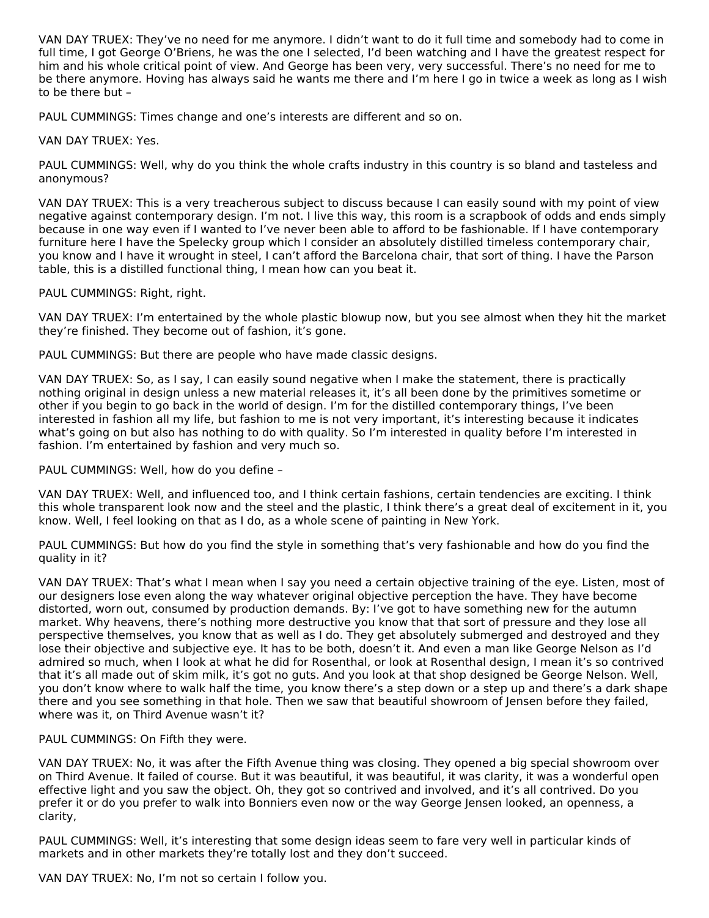VAN DAY TRUEX: They've no need for me anymore. I didn't want to do it full time and somebody had to come in full time, I got George O'Briens, he was the one I selected, I'd been watching and I have the greatest respect for him and his whole critical point of view. And George has been very, very successful. There's no need for me to be there anymore. Hoving has always said he wants me there and I'm here I go in twice a week as long as I wish to be there but –

PAUL CUMMINGS: Times change and one's interests are different and so on.

VAN DAY TRUEX: Yes.

PAUL CUMMINGS: Well, why do you think the whole crafts industry in this country is so bland and tasteless and anonymous?

VAN DAY TRUEX: This is a very treacherous subject to discuss because I can easily sound with my point of view negative against contemporary design. I'm not. I live this way, this room is a scrapbook of odds and ends simply because in one way even if I wanted to I've never been able to afford to be fashionable. If I have contemporary furniture here I have the Spelecky group which I consider an absolutely distilled timeless contemporary chair, you know and I have it wrought in steel, I can't afford the Barcelona chair, that sort of thing. I have the Parson table, this is a distilled functional thing, I mean how can you beat it.

PAUL CUMMINGS: Right, right.

VAN DAY TRUEX: I'm entertained by the whole plastic blowup now, but you see almost when they hit the market they're finished. They become out of fashion, it's gone.

PAUL CUMMINGS: But there are people who have made classic designs.

VAN DAY TRUEX: So, as I say, I can easily sound negative when I make the statement, there is practically nothing original in design unless a new material releases it, it's all been done by the primitives sometime or other if you begin to go back in the world of design. I'm for the distilled contemporary things, I've been interested in fashion all my life, but fashion to me is not very important, it's interesting because it indicates what's going on but also has nothing to do with quality. So I'm interested in quality before I'm interested in fashion. I'm entertained by fashion and very much so.

PAUL CUMMINGS: Well, how do you define –

VAN DAY TRUEX: Well, and influenced too, and I think certain fashions, certain tendencies are exciting. I think this whole transparent look now and the steel and the plastic, I think there's a great deal of excitement in it, you know. Well, I feel looking on that as I do, as a whole scene of painting in New York.

PAUL CUMMINGS: But how do you find the style in something that's very fashionable and how do you find the quality in it?

VAN DAY TRUEX: That's what I mean when I say you need a certain objective training of the eye. Listen, most of our designers lose even along the way whatever original objective perception the have. They have become distorted, worn out, consumed by production demands. By: I've got to have something new for the autumn market. Why heavens, there's nothing more destructive you know that that sort of pressure and they lose all perspective themselves, you know that as well as I do. They get absolutely submerged and destroyed and they lose their objective and subjective eye. It has to be both, doesn't it. And even a man like George Nelson as I'd admired so much, when I look at what he did for Rosenthal, or look at Rosenthal design, I mean it's so contrived that it's all made out of skim milk, it's got no guts. And you look at that shop designed be George Nelson. Well, you don't know where to walk half the time, you know there's a step down or a step up and there's a dark shape there and you see something in that hole. Then we saw that beautiful showroom of Jensen before they failed, where was it, on Third Avenue wasn't it?

PAUL CUMMINGS: On Fifth they were.

VAN DAY TRUEX: No, it was after the Fifth Avenue thing was closing. They opened a big special showroom over on Third Avenue. It failed of course. But it was beautiful, it was beautiful, it was clarity, it was a wonderful open effective light and you saw the object. Oh, they got so contrived and involved, and it's all contrived. Do you prefer it or do you prefer to walk into Bonniers even now or the way George Jensen looked, an openness, a clarity,

PAUL CUMMINGS: Well, it's interesting that some design ideas seem to fare very well in particular kinds of markets and in other markets they're totally lost and they don't succeed.

VAN DAY TRUEX: No, I'm not so certain I follow you.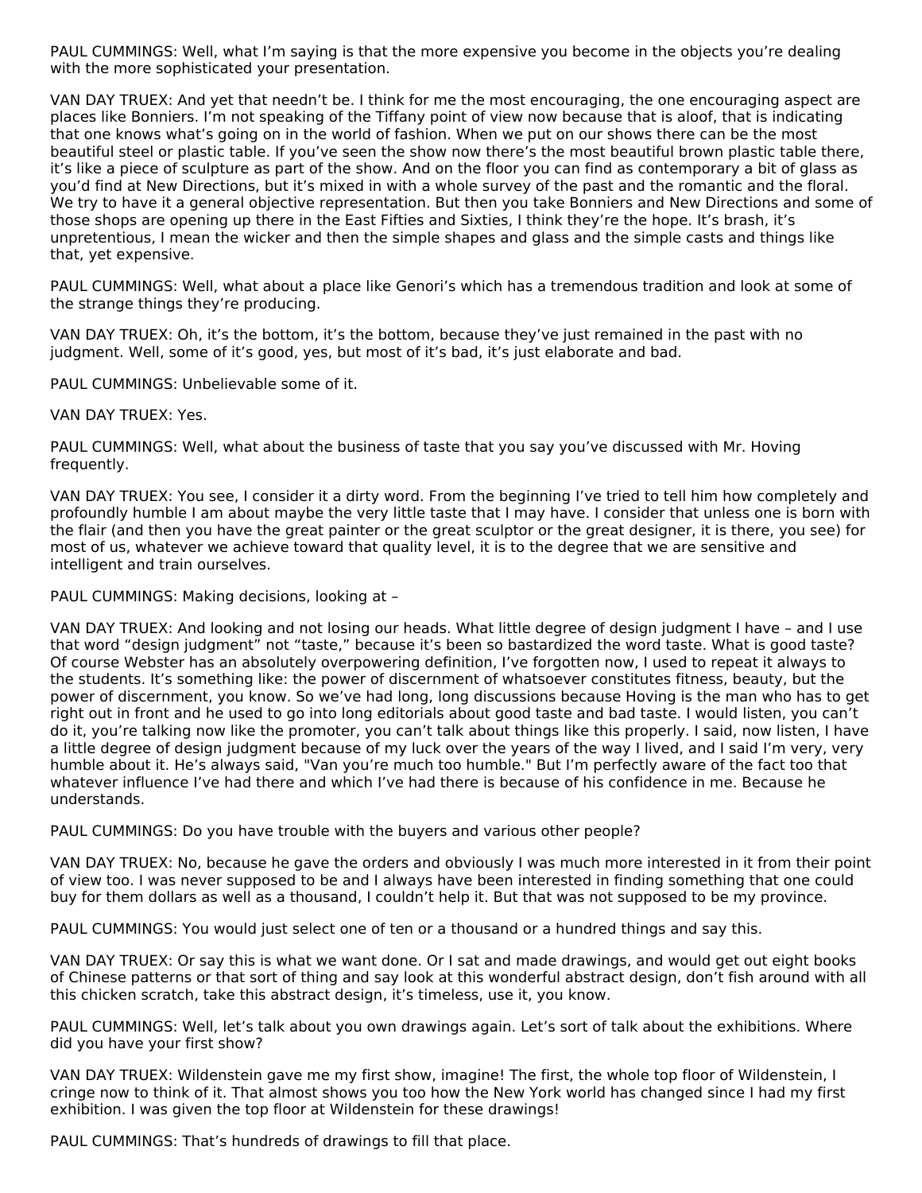PAUL CUMMINGS: Well, what I'm saying is that the more expensive you become in the objects you're dealing with the more sophisticated your presentation.

VAN DAY TRUEX: And yet that needn't be. I think for me the most encouraging, the one encouraging aspect are places like Bonniers. I'm not speaking of the Tiffany point of view now because that is aloof, that is indicating that one knows what's going on in the world of fashion. When we put on our shows there can be the most beautiful steel or plastic table. If you've seen the show now there's the most beautiful brown plastic table there, it's like a piece of sculpture as part of the show. And on the floor you can find as contemporary a bit of glass as you'd find at New Directions, but it's mixed in with a whole survey of the past and the romantic and the floral. We try to have it a general objective representation. But then you take Bonniers and New Directions and some of those shops are opening up there in the East Fifties and Sixties, I think they're the hope. It's brash, it's unpretentious, I mean the wicker and then the simple shapes and glass and the simple casts and things like that, yet expensive.

PAUL CUMMINGS: Well, what about a place like Genori's which has a tremendous tradition and look at some of the strange things they're producing.

VAN DAY TRUEX: Oh, it's the bottom, it's the bottom, because they've just remained in the past with no judgment. Well, some of it's good, yes, but most of it's bad, it's just elaborate and bad.

PAUL CUMMINGS: Unbelievable some of it.

VAN DAY TRUEX: Yes.

PAUL CUMMINGS: Well, what about the business of taste that you say you've discussed with Mr. Hoving frequently.

VAN DAY TRUEX: You see, I consider it a dirty word. From the beginning I've tried to tell him how completely and profoundly humble I am about maybe the very little taste that I may have. I consider that unless one is born with the flair (and then you have the great painter or the great sculptor or the great designer, it is there, you see) for most of us, whatever we achieve toward that quality level, it is to the degree that we are sensitive and intelligent and train ourselves.

PAUL CUMMINGS: Making decisions, looking at –

VAN DAY TRUEX: And looking and not losing our heads. What little degree of design judgment I have – and I use that word "design judgment" not "taste," because it's been so bastardized the word taste. What is good taste? Of course Webster has an absolutely overpowering definition, I've forgotten now, I used to repeat it always to the students. It's something like: the power of discernment of whatsoever constitutes fitness, beauty, but the power of discernment, you know. So we've had long, long discussions because Hoving is the man who has to get right out in front and he used to go into long editorials about good taste and bad taste. I would listen, you can't do it, you're talking now like the promoter, you can't talk about things like this properly. I said, now listen, I have a little degree of design judgment because of my luck over the years of the way I lived, and I said I'm very, very humble about it. He's always said, "Van you're much too humble." But I'm perfectly aware of the fact too that whatever influence I've had there and which I've had there is because of his confidence in me. Because he understands.

PAUL CUMMINGS: Do you have trouble with the buyers and various other people?

VAN DAY TRUEX: No, because he gave the orders and obviously I was much more interested in it from their point of view too. I was never supposed to be and I always have been interested in finding something that one could buy for them dollars as well as a thousand, I couldn't help it. But that was not supposed to be my province.

PAUL CUMMINGS: You would just select one of ten or a thousand or a hundred things and say this.

VAN DAY TRUEX: Or say this is what we want done. Or I sat and made drawings, and would get out eight books of Chinese patterns or that sort of thing and say look at this wonderful abstract design, don't fish around with all this chicken scratch, take this abstract design, it's timeless, use it, you know.

PAUL CUMMINGS: Well, let's talk about you own drawings again. Let's sort of talk about the exhibitions. Where did you have your first show?

VAN DAY TRUEX: Wildenstein gave me my first show, imagine! The first, the whole top floor of Wildenstein, I cringe now to think of it. That almost shows you too how the New York world has changed since I had my first exhibition. I was given the top floor at Wildenstein for these drawings!

PAUL CUMMINGS: That's hundreds of drawings to fill that place.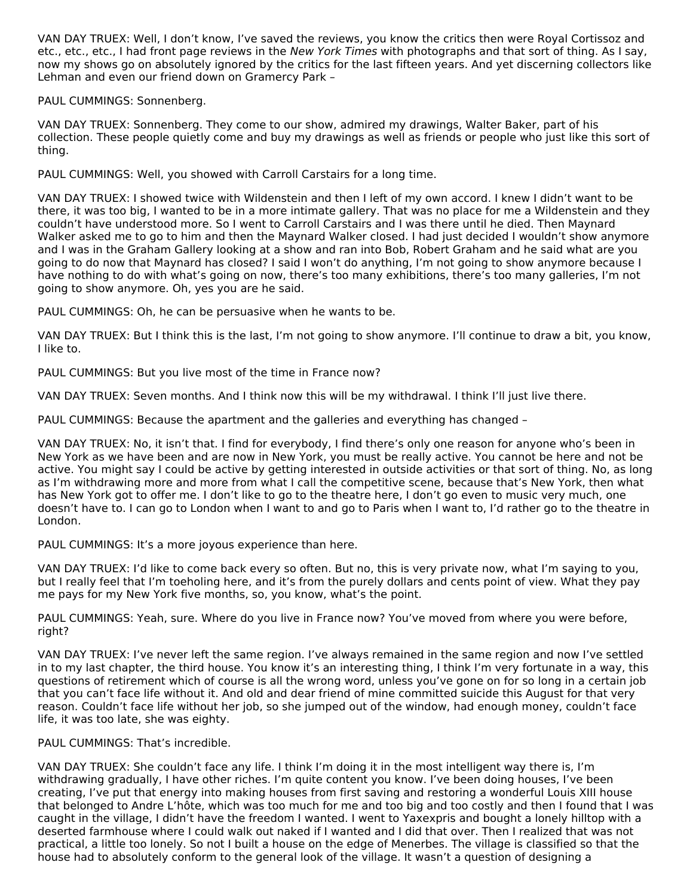VAN DAY TRUEX: Well, I don't know, I've saved the reviews, you know the critics then were Royal Cortissoz and etc., etc., etc., I had front page reviews in the *New York Times* with photographs and that sort of thing. As I say, now my shows go on absolutely ignored by the critics for the last fifteen years. And yet discerning collectors like Lehman and even our friend down on Gramercy Park –

PAUL CUMMINGS: Sonnenberg.

VAN DAY TRUEX: Sonnenberg. They come to our show, admired my drawings, Walter Baker, part of his collection. These people quietly come and buy my drawings as well as friends or people who just like this sort of thing.

PAUL CUMMINGS: Well, you showed with Carroll Carstairs for a long time.

VAN DAY TRUEX: I showed twice with Wildenstein and then I left of my own accord. I knew I didn't want to be there, it was too big, I wanted to be in a more intimate gallery. That was no place for me a Wildenstein and they couldn't have understood more. So I went to Carroll Carstairs and I was there until he died. Then Maynard Walker asked me to go to him and then the Maynard Walker closed. I had just decided I wouldn't show anymore and I was in the Graham Gallery looking at a show and ran into Bob, Robert Graham and he said what are you going to do now that Maynard has closed? I said I won't do anything, I'm not going to show anymore because I have nothing to do with what's going on now, there's too many exhibitions, there's too many galleries, I'm not going to show anymore. Oh, yes you are he said.

PAUL CUMMINGS: Oh, he can be persuasive when he wants to be.

VAN DAY TRUEX: But I think this is the last, I'm not going to show anymore. I'll continue to draw a bit, you know, I like to.

PAUL CUMMINGS: But you live most of the time in France now?

VAN DAY TRUEX: Seven months. And I think now this will be my withdrawal. I think I'll just live there.

PAUL CUMMINGS: Because the apartment and the galleries and everything has changed –

VAN DAY TRUEX: No, it isn't that. I find for everybody, I find there's only one reason for anyone who's been in New York as we have been and are now in New York, you must be really active. You cannot be here and not be active. You might say I could be active by getting interested in outside activities or that sort of thing. No, as long as I'm withdrawing more and more from what I call the competitive scene, because that's New York, then what has New York got to offer me. I don't like to go to the theatre here, I don't go even to music very much, one doesn't have to. I can go to London when I want to and go to Paris when I want to, I'd rather go to the theatre in London.

PAUL CUMMINGS: It's a more joyous experience than here.

VAN DAY TRUEX: I'd like to come back every so often. But no, this is very private now, what I'm saying to you, but I really feel that I'm toeholing here, and it's from the purely dollars and cents point of view. What they pay me pays for my New York five months, so, you know, what's the point.

PAUL CUMMINGS: Yeah, sure. Where do you live in France now? You've moved from where you were before, right?

VAN DAY TRUEX: I've never left the same region. I've always remained in the same region and now I've settled in to my last chapter, the third house. You know it's an interesting thing, I think I'm very fortunate in a way, this questions of retirement which of course is all the wrong word, unless you've gone on for so long in a certain job that you can't face life without it. And old and dear friend of mine committed suicide this August for that very reason. Couldn't face life without her job, so she jumped out of the window, had enough money, couldn't face life, it was too late, she was eighty.

PAUL CUMMINGS: That's incredible.

VAN DAY TRUEX: She couldn't face any life. I think I'm doing it in the most intelligent way there is, I'm withdrawing gradually, I have other riches. I'm quite content you know. I've been doing houses, I've been creating, I've put that energy into making houses from first saving and restoring a wonderful Louis XIII house that belonged to Andre L'hôte, which was too much for me and too big and too costly and then I found that I was caught in the village, I didn't have the freedom I wanted. I went to Yaxexpris and bought a lonely hilltop with a deserted farmhouse where I could walk out naked if I wanted and I did that over. Then I realized that was not practical, a little too lonely. So not I built a house on the edge of Menerbes. The village is classified so that the house had to absolutely conform to the general look of the village. It wasn't a question of designing a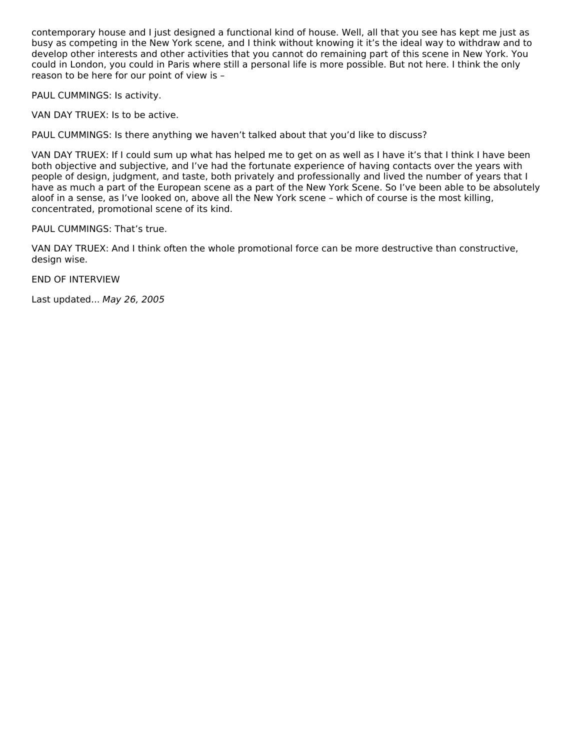contemporary house and I just designed a functional kind of house. Well, all that you see has kept me just as busy as competing in the New York scene, and I think without knowing it it's the ideal way to withdraw and to develop other interests and other activities that you cannot do remaining part of this scene in New York. You could in London, you could in Paris where still a personal life is more possible. But not here. I think the only reason to be here for our point of view is –

PAUL CUMMINGS: Is activity.

VAN DAY TRUEX: Is to be active.

PAUL CUMMINGS: Is there anything we haven't talked about that you'd like to discuss?

VAN DAY TRUEX: If I could sum up what has helped me to get on as well as I have it's that I think I have been both objective and subjective, and I've had the fortunate experience of having contacts over the years with people of design, judgment, and taste, both privately and professionally and lived the number of years that I have as much a part of the European scene as a part of the New York Scene. So I've been able to be absolutely aloof in a sense, as I've looked on, above all the New York scene – which of course is the most killing, concentrated, promotional scene of its kind.

PAUL CUMMINGS: That's true.

VAN DAY TRUEX: And I think often the whole promotional force can be more destructive than constructive, design wise.

END OF INTERVIEW

Last updated... *May 26, 2005*